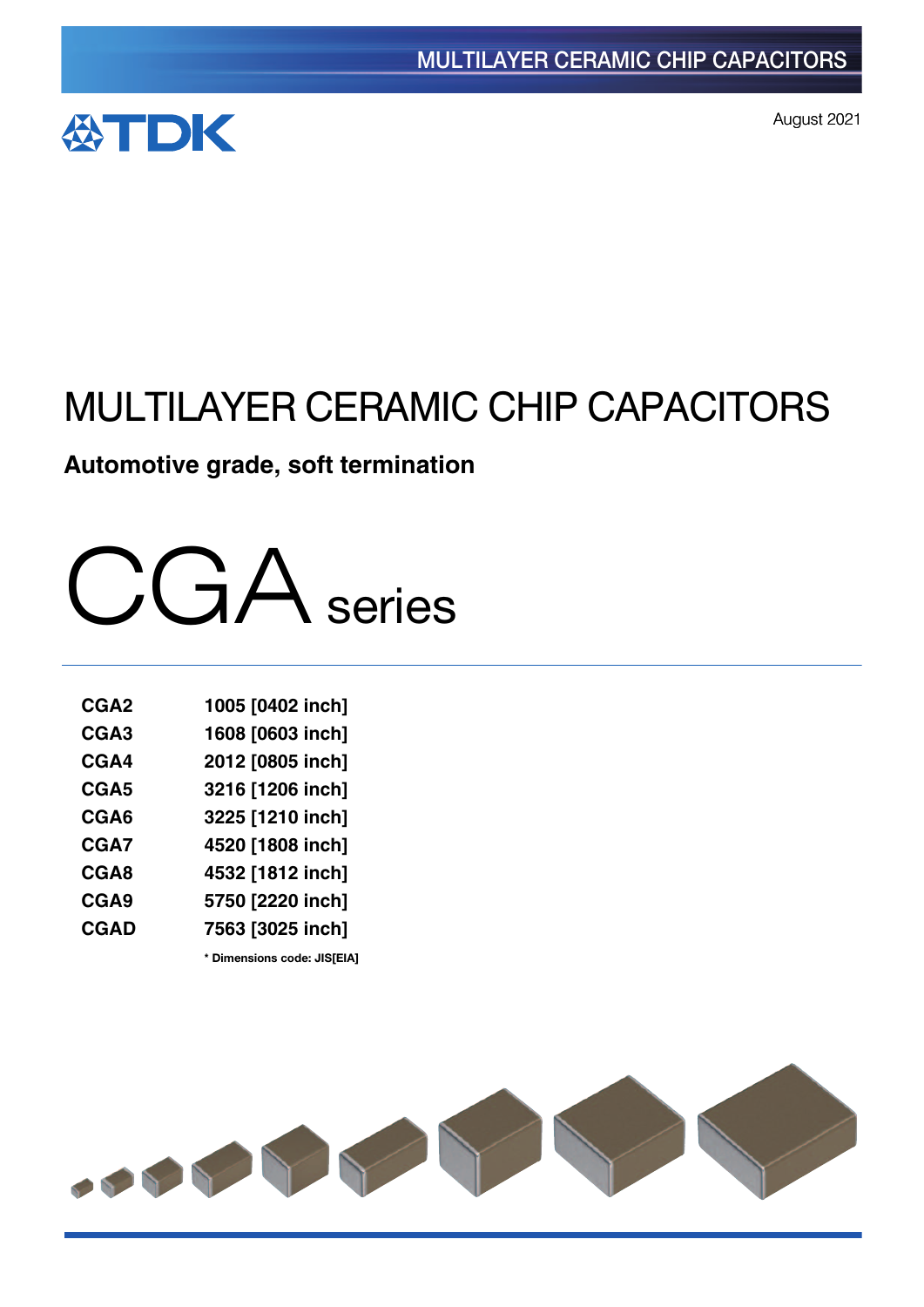MULTILAYER CERAMIC CHIP CAPACITORS

TDK

August 2021

# MULTILAYER CERAMIC CHIP CAPACITORS

**Automotive grade, soft termination**

# CGA series

| | |
|---|---|
| **CGA2** | **1005 [0402 inch]** |
| **CGA3** | **1608 [0603 inch]** |
| **CGA4** | **2012 [0805 inch]** |
| **CGA5** | **3216 [1206 inch]** |
| **CGA6** | **3225 [1210 inch]** |
| **CGA7** | **4520 [1808 inch]** |
| **CGA8** | **4532 [1812 inch]** |
| **CGA9** | **5750 [2220 inch]** |
| **CGAD** | **7563 [3025 inch]** |

**\* Dimensions code: JIS[EIA]**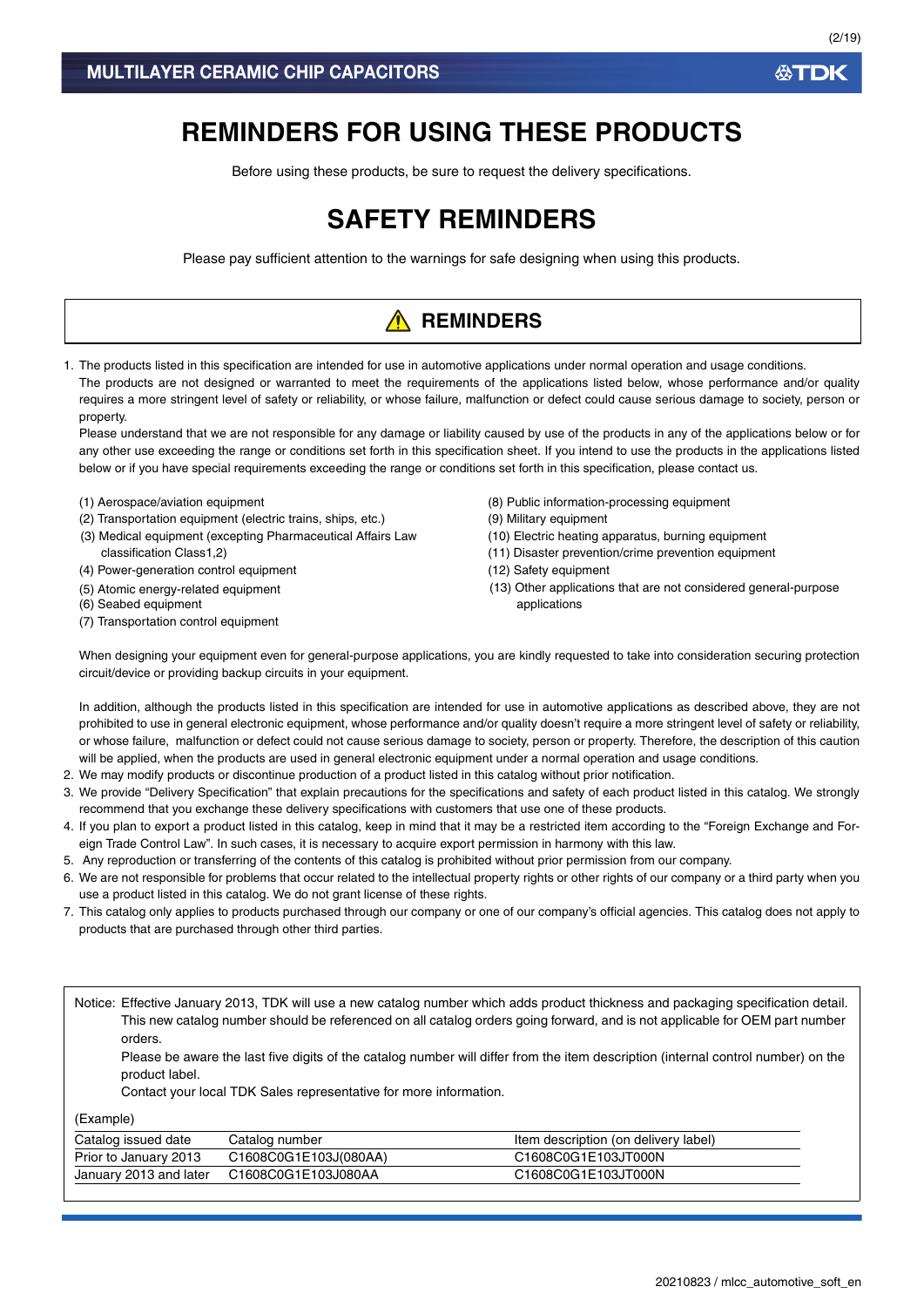# REMINDERS FOR USING THESE PRODUCTS

Before using these products, be sure to request the delivery specifications.

# SAFETY REMINDERS

Please pay sufficient attention to the warnings for safe designing when using this products.

## ⚠ REMINDERS

1. The products listed in this specification are intended for use in automotive applications under normal operation and usage conditions.
   The products are not designed or warranted to meet the requirements of the applications listed below, whose performance and/or quality requires a more stringent level of safety or reliability, or whose failure, malfunction or defect could cause serious damage to society, person or property.
   Please understand that we are not responsible for any damage or liability caused by use of the products in any of the applications below or for any other use exceeding the range or conditions set forth in this specification sheet. If you intend to use the products in the applications listed below or if you have special requirements exceeding the range or conditions set forth in this specification, please contact us.

   (1) Aerospace/aviation equipment
   (2) Transportation equipment (electric trains, ships, etc.)
   (3) Medical equipment (excepting Pharmaceutical Affairs Law classification Class1,2)
   (4) Power-generation control equipment
   (5) Atomic energy-related equipment
   (6) Seabed equipment
   (7) Transportation control equipment
   (8) Public information-processing equipment
   (9) Military equipment
   (10) Electric heating apparatus, burning equipment
   (11) Disaster prevention/crime prevention equipment
   (12) Safety equipment
   (13) Other applications that are not considered general-purpose applications

   When designing your equipment even for general-purpose applications, you are kindly requested to take into consideration securing protection circuit/device or providing backup circuits in your equipment.

   In addition, although the products listed in this specification are intended for use in automotive applications as described above, they are not prohibited to use in general electronic equipment, whose performance and/or quality doesn't require a more stringent level of safety or reliability, or whose failure, malfunction or defect could not cause serious damage to society, person or property. Therefore, the description of this caution will be applied, when the products are used in general electronic equipment under a normal operation and usage conditions.
2. We may modify products or discontinue production of a product listed in this catalog without prior notification.
3. We provide "Delivery Specification" that explain precautions for the specifications and safety of each product listed in this catalog. We strongly recommend that you exchange these delivery specifications with customers that use one of these products.
4. If you plan to export a product listed in this catalog, keep in mind that it may be a restricted item according to the "Foreign Exchange and Foreign Trade Control Law". In such cases, it is necessary to acquire export permission in harmony with this law.
5. Any reproduction or transferring of the contents of this catalog is prohibited without prior permission from our company.
6. We are not responsible for problems that occur related to the intellectual property rights or other rights of our company or a third party when you use a product listed in this catalog. We do not grant license of these rights.
7. This catalog only applies to products purchased through our company or one of our company's official agencies. This catalog does not apply to products that are purchased through other third parties.

Notice: Effective January 2013, TDK will use a new catalog number which adds product thickness and packaging specification detail. This new catalog number should be referenced on all catalog orders going forward, and is not applicable for OEM part number orders.
Please be aware the last five digits of the catalog number will differ from the item description (internal control number) on the product label.
Contact your local TDK Sales representative for more information.

(Example)

| Catalog issued date | Catalog number | Item description (on delivery label) |
|---|---|---|
| Prior to January 2013 | C1608C0G1E103J(080AA) | C1608C0G1E103JT000N |
| January 2013 and later | C1608C0G1E103J080AA | C1608C0G1E103JT000N |

20210823 / mlcc_automotive_soft_en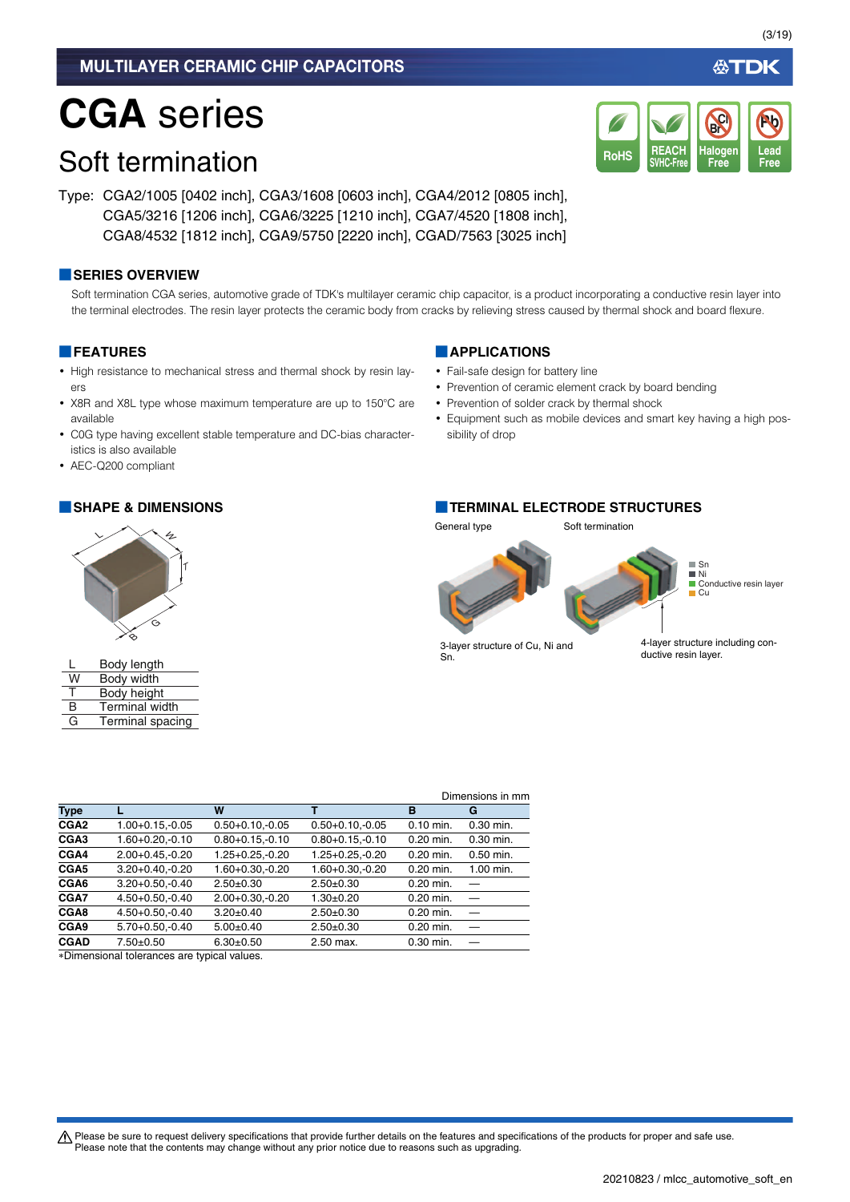# CGA series

## Soft termination

Type: CGA2/1005 [0402 inch], CGA3/1608 [0603 inch], CGA4/2012 [0805 inch], CGA5/3216 [1206 inch], CGA6/3225 [1210 inch], CGA7/4520 [1808 inch], CGA8/4532 [1812 inch], CGA9/5750 [2220 inch], CGAD/7563 [3025 inch]

### SERIES OVERVIEW

Soft termination CGA series, automotive grade of TDK's multilayer ceramic chip capacitor, is a product incorporating a conductive resin layer into the terminal electrodes. The resin layer protects the ceramic body from cracks by relieving stress caused by thermal shock and board flexure.

### FEATURES

- High resistance to mechanical stress and thermal shock by resin layers
- X8R and X8L type whose maximum temperature are up to 150°C are available
- C0G type having excellent stable temperature and DC-bias characteristics is also available
- AEC-Q200 compliant

### APPLICATIONS

- Fail-safe design for battery line
- Prevention of ceramic element crack by board bending
- Prevention of solder crack by thermal shock
- Equipment such as mobile devices and smart key having a high possibility of drop

### SHAPE & DIMENSIONS

| | |
|---|---|
| L | Body length |
| W | Body width |
| T | Body height |
| B | Terminal width |
| G | Terminal spacing |

### TERMINAL ELECTRODE STRUCTURES

General type — 3-layer structure of Cu, Ni and Sn.

Soft termination — 4-layer structure including conductive resin layer.

Sn / Ni / Conductive resin layer / Cu

Dimensions in mm

| Type | L | W | T | B | G |
|---|---|---|---|---|---|
| CGA2 | 1.00+0.15,-0.05 | 0.50+0.10,-0.05 | 0.50+0.10,-0.05 | 0.10 min. | 0.30 min. |
| CGA3 | 1.60+0.20,-0.10 | 0.80+0.15,-0.10 | 0.80+0.15,-0.10 | 0.20 min. | 0.30 min. |
| CGA4 | 2.00+0.45,-0.20 | 1.25+0.25,-0.20 | 1.25+0.25,-0.20 | 0.20 min. | 0.50 min. |
| CGA5 | 3.20+0.40,-0.20 | 1.60+0.30,-0.20 | 1.60+0.30,-0.20 | 0.20 min. | 1.00 min. |
| CGA6 | 3.20+0.50,-0.40 | 2.50±0.30 | 2.50±0.30 | 0.20 min. | — |
| CGA7 | 4.50+0.50,-0.40 | 2.00+0.30,-0.20 | 1.30±0.20 | 0.20 min. | — |
| CGA8 | 4.50+0.50,-0.40 | 3.20±0.40 | 2.50±0.30 | 0.20 min. | — |
| CGA9 | 5.70+0.50,-0.40 | 5.00±0.40 | 2.50±0.30 | 0.20 min. | — |
| CGAD | 7.50±0.50 | 6.30±0.50 | 2.50 max. | 0.30 min. | — |

*Dimensional tolerances are typical values.

⚠ Please be sure to request delivery specifications that provide further details on the features and specifications of the products for proper and safe use. Please note that the contents may change without any prior notice due to reasons such as upgrading.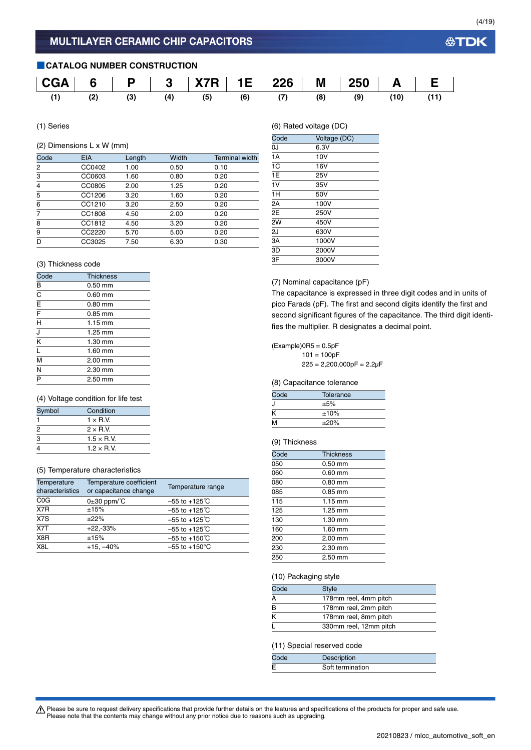# MULTILAYER CERAMIC CHIP CAPACITORS

## CATALOG NUMBER CONSTRUCTION

| CGA | 6 | P | 3 | X7R | 1E | 226 | M | 250 | A | E |
|---|---|---|---|---|---|---|---|---|---|---|
| (1) | (2) | (3) | (4) | (5) | (6) | (7) | (8) | (9) | (10) | (11) |

(1) Series

(2) Dimensions L x W (mm)

| Code | EIA | Length | Width | Terminal width |
|---|---|---|---|---|
| 2 | CC0402 | 1.00 | 0.50 | 0.10 |
| 3 | CC0603 | 1.60 | 0.80 | 0.20 |
| 4 | CC0805 | 2.00 | 1.25 | 0.20 |
| 5 | CC1206 | 3.20 | 1.60 | 0.20 |
| 6 | CC1210 | 3.20 | 2.50 | 0.20 |
| 7 | CC1808 | 4.50 | 2.00 | 0.20 |
| 8 | CC1812 | 4.50 | 3.20 | 0.20 |
| 9 | CC2220 | 5.70 | 5.00 | 0.20 |
| D | CC3025 | 7.50 | 6.30 | 0.30 |

(3) Thickness code

| Code | Thickness |
|---|---|
| B | 0.50 mm |
| C | 0.60 mm |
| E | 0.80 mm |
| F | 0.85 mm |
| H | 1.15 mm |
| J | 1.25 mm |
| K | 1.30 mm |
| L | 1.60 mm |
| M | 2.00 mm |
| N | 2.30 mm |
| P | 2.50 mm |

(4) Voltage condition for life test

| Symbol | Condition |
|---|---|
| 1 | 1 × R.V. |
| 2 | 2 × R.V. |
| 3 | 1.5 × R.V. |
| 4 | 1.2 × R.V. |

(5) Temperature characteristics

| Temperature characteristics | Temperature coefficient or capacitance change | Temperature range |
|---|---|---|
| C0G | 0±30 ppm/℃ | –55 to +125℃ |
| X7R | ±15% | –55 to +125℃ |
| X7S | ±22% | –55 to +125℃ |
| X7T | +22,-33% | –55 to +125℃ |
| X8R | ±15% | –55 to +150℃ |
| X8L | +15, –40% | –55 to +150°C |

(6) Rated voltage (DC)

| Code | Voltage (DC) |
|---|---|
| 0J | 6.3V |
| 1A | 10V |
| 1C | 16V |
| 1E | 25V |
| 1V | 35V |
| 1H | 50V |
| 2A | 100V |
| 2E | 250V |
| 2W | 450V |
| 2J | 630V |
| 3A | 1000V |
| 3D | 2000V |
| 3F | 3000V |

(7) Nominal capacitance (pF)

The capacitance is expressed in three digit codes and in units of pico Farads (pF). The first and second digits identify the first and second significant figures of the capacitance. The third digit identifies the multiplier. R designates a decimal point.

(Example)0R5 = 0.5pF
101 = 100pF
225 = 2,200,000pF = 2.2μF

(8) Capacitance tolerance

| Code | Tolerance |
|---|---|
| J | ±5% |
| K | ±10% |
| M | ±20% |

(9) Thickness

| Code | Thickness |
|---|---|
| 050 | 0.50 mm |
| 060 | 0.60 mm |
| 080 | 0.80 mm |
| 085 | 0.85 mm |
| 115 | 1.15 mm |
| 125 | 1.25 mm |
| 130 | 1.30 mm |
| 160 | 1.60 mm |
| 200 | 2.00 mm |
| 230 | 2.30 mm |
| 250 | 2.50 mm |

(10) Packaging style

| Code | Style |
|---|---|
| A | 178mm reel, 4mm pitch |
| B | 178mm reel, 2mm pitch |
| K | 178mm reel, 8mm pitch |
| L | 330mm reel, 12mm pitch |

(11) Special reserved code

| Code | Description |
|---|---|
| E | Soft termination |

⚠ Please be sure to request delivery specifications that provide further details on the features and specifications of the products for proper and safe use.
Please note that the contents may change without any prior notice due to reasons such as upgrading.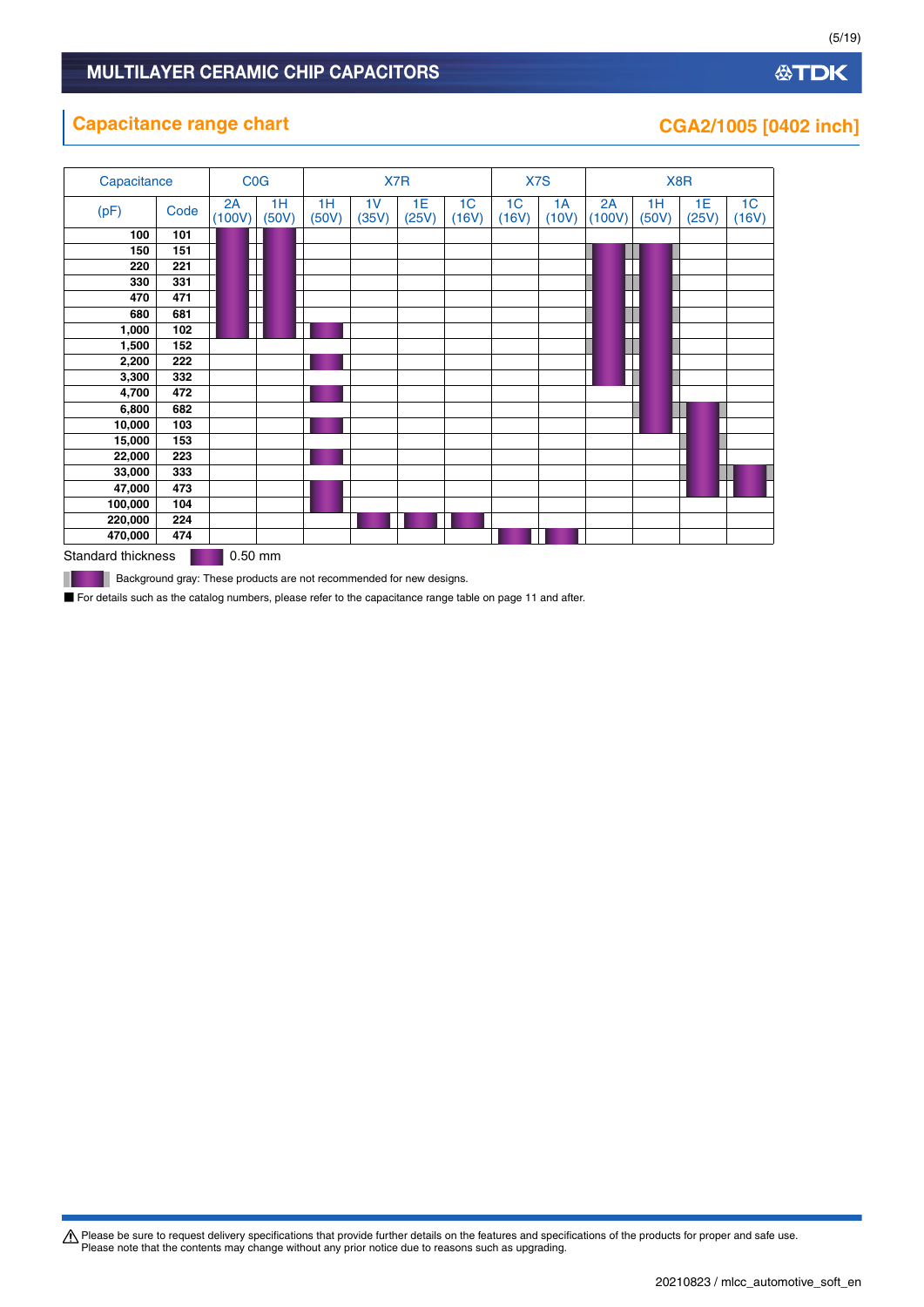## Capacitance range chart

### CGA2/1005 [0402 inch]

| Capacitance (pF) | Code | C0G 2A (100V) | C0G 1H (50V) | X7R 1H (50V) | X7R 1V (35V) | X7R 1E (25V) | X7R 1C (16V) | X7S 1C (16V) | X7S 1A (10V) | X8R 2A (100V) | X8R 1H (50V) | X8R 1E (25V) | X8R 1C (16V) |
|---|---|---|---|---|---|---|---|---|---|---|---|---|---|
| 100 | 101 | ■ | ■ | | | | | | | | | | |
| 150 | 151 | ■ | ■ | | | | | | | ■* | ■* | | |
| 220 | 221 | ■ | ■ | | | | | | | ■* | ■* | | |
| 330 | 331 | ■ | ■ | | | | | | | ■* | ■* | | |
| 470 | 471 | ■ | ■ | | | | | | | ■* | ■* | | |
| 680 | 681 | ■ | ■ | | | | | | | ■* | ■* | | |
| 1,000 | 102 | ■ | ■ | ■ | | | | | | ■* | ■* | | |
| 1,500 | 152 | | | | | | | | | ■* | ■* | | |
| 2,200 | 222 | | | ■ | | | | | | ■* | ■* | | |
| 3,300 | 332 | | | | | | | | | ■* | ■* | | |
| 4,700 | 472 | | | ■ | | | | | | | ■* | | |
| 6,800 | 682 | | | | | | | | | | ■* | ■* | |
| 10,000 | 103 | | | ■ | | | | | | | ■* | ■ | |
| 15,000 | 153 | | | | | | | | | | | ■ | |
| 22,000 | 223 | | | ■ | | | | | | | | ■ | |
| 33,000 | 333 | | | | | | | | | | | ■* | ■* |
| 47,000 | 473 | | | ■ | | | | | | | | ■ | |
| 100,000 | 104 | | | ■ | | | | | | | | | |
| 220,000 | 224 | | | | ■ | ■ | ■ | | | | | | |
| 470,000 | 474 | | | | | | | ■ | ■ | | | | |

Standard thickness ■ 0.50 mm

■* Background gray: These products are not recommended for new designs.

■ For details such as the catalog numbers, please refer to the capacitance range table on page 11 and after.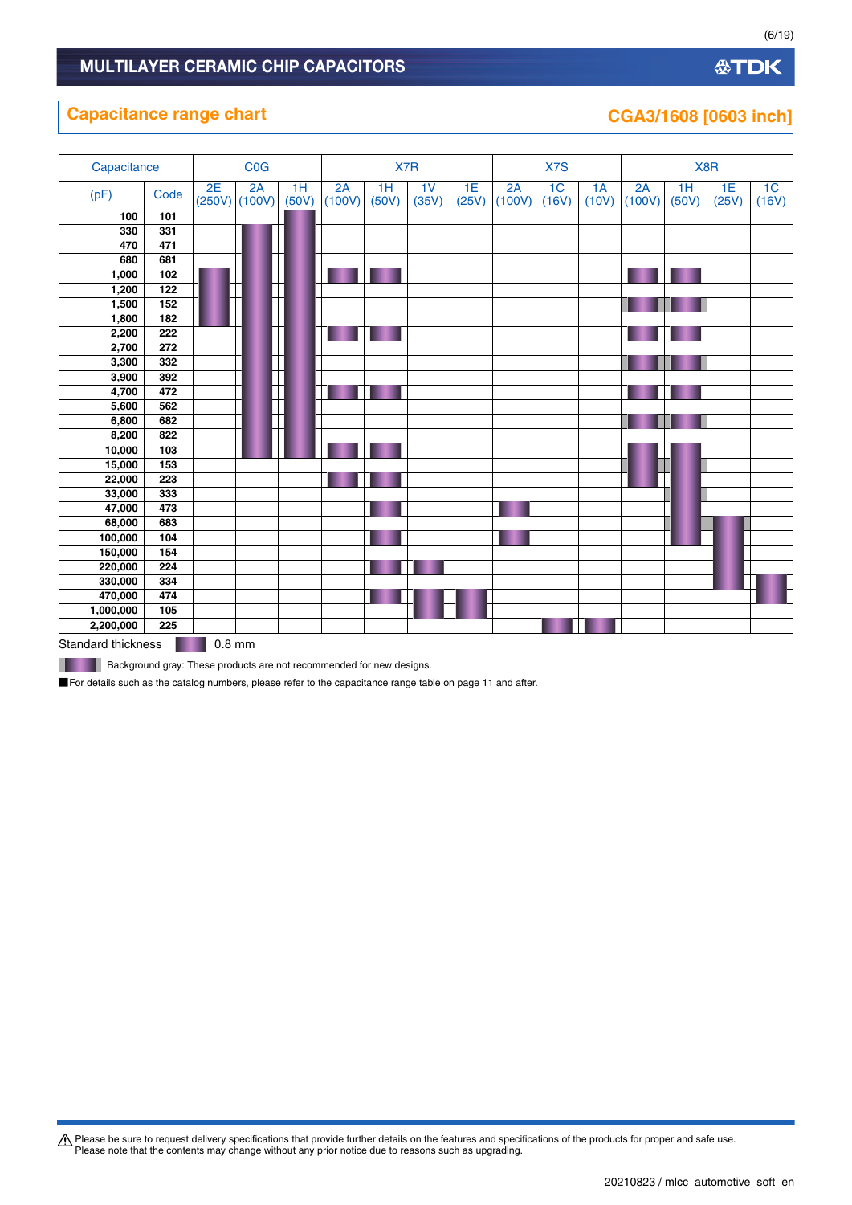## Capacitance range chart

### CGA3/1608 [0603 inch]

| Capacitance (pF) | Code | C0G 2E (250V) | C0G 2A (100V) | C0G 1H (50V) | X7R 2A (100V) | X7R 1H (50V) | X7R 1V (35V) | X7R 1E (25V) | X7S 2A (100V) | X7S 1C (16V) | X7S 1A (10V) | X8R 2A (100V) | X8R 1H (50V) | X8R 1E (25V) | X8R 1C (16V) |
|---|---|---|---|---|---|---|---|---|---|---|---|---|---|---|---|
| 100 | 101 | | | ● | | | | | | | | | | | |
| 330 | 331 | | ● | ● | | | | | | | | | | | |
| 470 | 471 | | ● | ● | | | | | | | | | | | |
| 680 | 681 | | ● | ● | | | | | | | | | | | |
| 1,000 | 102 | ● | ● | ● | ● | ● | | | | | | ● | ● | | |
| 1,200 | 122 | ● | ● | ● | | | | | | | | | | | |
| 1,500 | 152 | ● | ● | ● | | | | | | | | ●* | ●* | | |
| 1,800 | 182 | ● | ● | ● | | | | | | | | | | | |
| 2,200 | 222 | | ● | ● | ● | ● | | | | | | ● | ● | | |
| 2,700 | 272 | | ● | ● | | | | | | | | | | | |
| 3,300 | 332 | | ● | ● | | | | | | | | ●* | ●* | | |
| 3,900 | 392 | | ● | ● | | | | | | | | | | | |
| 4,700 | 472 | | ● | ● | ● | ● | | | | | | ● | ● | | |
| 5,600 | 562 | | ● | ● | | | | | | | | | | | |
| 6,800 | 682 | | ● | ● | | | | | | | | ●* | ●* | | |
| 8,200 | 822 | | ● | ● | | | | | | | | | | | |
| 10,000 | 103 | | ● | ● | ● | ● | | | | | | ● | ● | | |
| 15,000 | 153 | | | | | | | | | | | ●* | ●* | | |
| 22,000 | 223 | | | | ● | ● | | | | | | ● | ● | | |
| 33,000 | 333 | | | | | | | | | | | | ●* | | |
| 47,000 | 473 | | | | | ● | | | ● | | | | ● | | |
| 68,000 | 683 | | | | | | | | | | | | ●* | ●* | |
| 100,000 | 104 | | | | | ● | | | ● | | | | ● | ● | |
| 150,000 | 154 | | | | | | | | | | | | | ● | |
| 220,000 | 224 | | | | | ● | ● | | | | | | | ● | |
| 330,000 | 334 | | | | | | | | | | | | | ● | |
| 470,000 | 474 | | | | | ● | ● | ● | | | | | | | ● |
| 1,000,000 | 105 | | | | | | ● | ● | | | | | | | |
| 2,200,000 | 225 | | | | | | | | | ● | ● | | | | |

Standard thickness ● 0.8 mm

●* Background gray: These products are not recommended for new designs.

■For details such as the catalog numbers, please refer to the capacitance range table on page 11 and after.

⚠ Please be sure to request delivery specifications that provide further details on the features and specifications of the products for proper and safe use.
Please note that the contents may change without any prior notice due to reasons such as upgrading.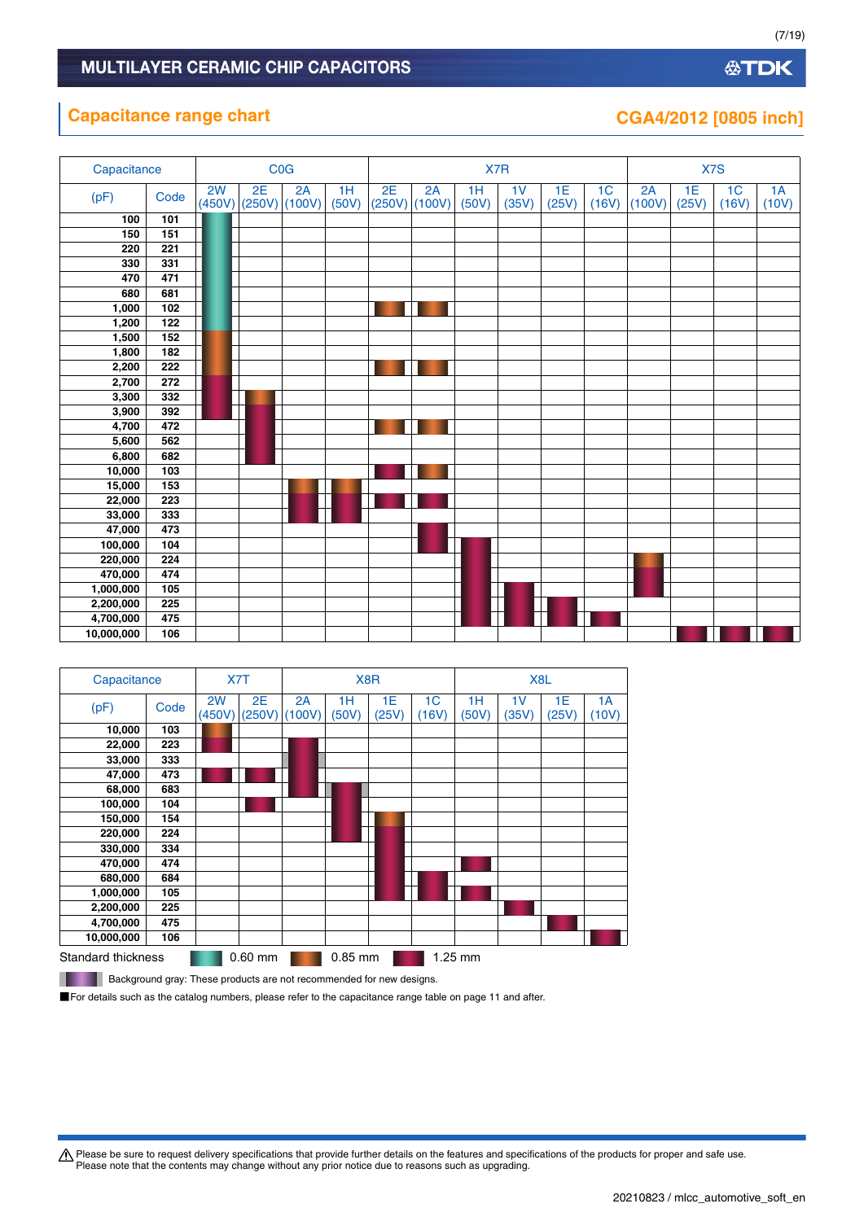# MULTILAYER CERAMIC CHIP CAPACITORS

## Capacitance range chart

## CGA4/2012 [0805 inch]

Values in cells indicate standard thickness (mm).

| Capacitance (pF) | Code | C0G 2W (450V) | C0G 2E (250V) | C0G 2A (100V) | C0G 1H (50V) | X7R 2E (250V) | X7R 2A (100V) | X7R 1H (50V) | X7R 1V (35V) | X7R 1E (25V) | X7R 1C (16V) | X7S 2A (100V) | X7S 1E (25V) | X7S 1C (16V) | X7S 1A (10V) |
|---|---|---|---|---|---|---|---|---|---|---|---|---|---|---|---|
| 100 | 101 | 0.60 | | | | | | | | | | | | | |
| 150 | 151 | 0.60 | | | | | | | | | | | | | |
| 220 | 221 | 0.60 | | | | | | | | | | | | | |
| 330 | 331 | 0.60 | | | | | | | | | | | | | |
| 470 | 471 | 0.60 | | | | | | | | | | | | | |
| 680 | 681 | 0.60 | | | | | | | | | | | | | |
| 1,000 | 102 | 0.60 | | | | 0.85 | 0.85 | | | | | | | | |
| 1,200 | 122 | 0.60 | | | | | | | | | | | | | |
| 1,500 | 152 | 0.85 | | | | | | | | | | | | | |
| 1,800 | 182 | 0.85 | | | | | | | | | | | | | |
| 2,200 | 222 | 0.85 | | | | 0.85 | 0.85 | | | | | | | | |
| 2,700 | 272 | 1.25 | | | | | | | | | | | | | |
| 3,300 | 332 | 1.25 | 0.85 | | | | | | | | | | | | |
| 3,900 | 392 | 1.25 | 1.25 | | | | | | | | | | | | |
| 4,700 | 472 | | 1.25 | | | 0.85 | 0.85 | | | | | | | | |
| 5,600 | 562 | | 1.25 | | | | | | | | | | | | |
| 6,800 | 682 | | 1.25 | | | | | | | | | | | | |
| 10,000 | 103 | | | | | 1.25 | 0.85 | | | | | | | | |
| 15,000 | 153 | | | 0.85 | 0.85 | | | | | | | | | | |
| 22,000 | 223 | | | 1.25 | 1.25 | 1.25 | 1.25 | | | | | | | | |
| 33,000 | 333 | | | 1.25 | 1.25 | | | | | | | | | | |
| 47,000 | 473 | | | | | | 1.25 | | | | | | | | |
| 100,000 | 104 | | | | | | 1.25 | 1.25 | | | | | | | |
| 220,000 | 224 | | | | | | | 1.25 | | | | 0.85 | | | |
| 470,000 | 474 | | | | | | | 1.25 | | | | 1.25 | | | |
| 1,000,000 | 105 | | | | | | | 1.25 | 1.25 | | | 1.25 | | | |
| 2,200,000 | 225 | | | | | | | 1.25 | 1.25 | 1.25 | | | | | |
| 4,700,000 | 475 | | | | | | | 1.25 | 1.25 | 1.25 | 1.25 | | | | |
| 10,000,000 | 106 | | | | | | | | | | | | 1.25 | 1.25 | 1.25 |

| Capacitance (pF) | Code | X7T 2W (450V) | X7T 2E (250V) | X8R 2A (100V) | X8R 1H (50V) | X8R 1E (25V) | X8R 1C (16V) | X8L 1H (50V) | X8L 1V (35V) | X8L 1E (25V) | X8L 1A (10V) |
|---|---|---|---|---|---|---|---|---|---|---|---|
| 10,000 | 103 | 0.85 | | | | | | | | | |
| 22,000 | 223 | 1.25 | | 1.25 | | | | | | | |
| 33,000 | 333 | | | 1.25 (gray) | | | | | | | |
| 47,000 | 473 | 1.25 | 1.25 | 1.25 | | | | | | | |
| 68,000 | 683 | | | 1.25 | 1.25 (gray) | | | | | | |
| 100,000 | 104 | | 1.25 | | 1.25 | | | | | | |
| 150,000 | 154 | | | | 1.25 | 0.85 | | | | | |
| 220,000 | 224 | | | | 1.25 | 1.25 | | | | | |
| 330,000 | 334 | | | | | 1.25 | | | | | |
| 470,000 | 474 | | | | | 1.25 | | 1.25 | | | |
| 680,000 | 684 | | | | | 1.25 | 1.25 | | | | |
| 1,000,000 | 105 | | | | | 1.25 | 1.25 | 1.25 | | | |
| 2,200,000 | 225 | | | | | | | | 1.25 | | |
| 4,700,000 | 475 | | | | | | | | | 1.25 | |
| 10,000,000 | 106 | | | | | | | | | | 1.25 |

Standard thickness: 0.60 mm, 0.85 mm, 1.25 mm

Background gray: These products are not recommended for new designs.

■For details such as the catalog numbers, please refer to the capacitance range table on page 11 and after.

⚠ Please be sure to request delivery specifications that provide further details on the features and specifications of the products for proper and safe use.
Please note that the contents may change without any prior notice due to reasons such as upgrading.

20210823 / mlcc_automotive_soft_en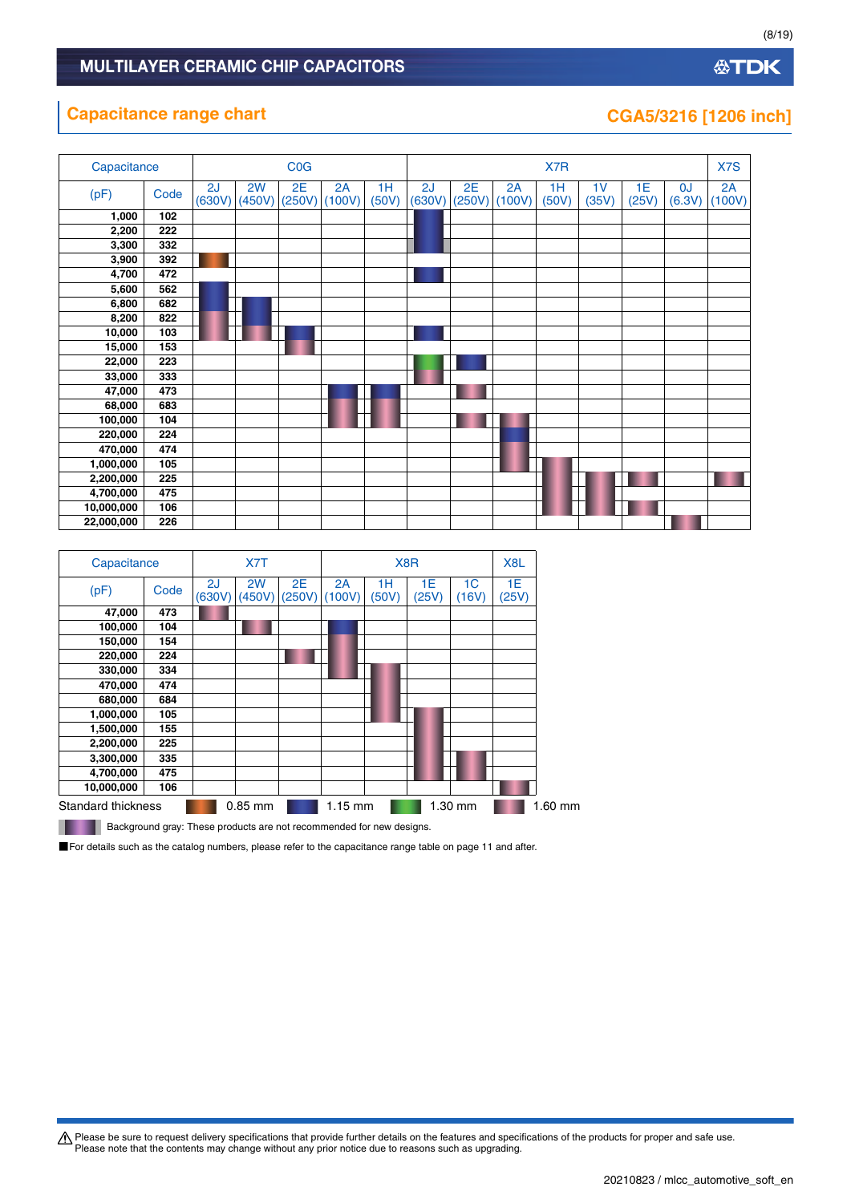# MULTILAYER CERAMIC CHIP CAPACITORS

## Capacitance range chart

## CGA5/3216 [1206 inch]

| Capacitance (pF) | Code | C0G 2J (630V) | C0G 2W (450V) | C0G 2E (250V) | C0G 2A (100V) | C0G 1H (50V) | X7R 2J (630V) | X7R 2E (250V) | X7R 2A (100V) | X7R 1H (50V) | X7R 1V (35V) | X7R 1E (25V) | X7R 0J (6.3V) | X7S 2A (100V) |
|---|---|---|---|---|---|---|---|---|---|---|---|---|---|---|
| 1,000 | 102 | | | | | | 1.15 mm | | | | | | | |
| 2,200 | 222 | | | | | | 1.15 mm | | | | | | | |
| 3,300 | 332 | | | | | | 1.15 mm | | | | | | | |
| 3,900 | 392 | 0.85 mm | | | | | | | | | | | | |
| 4,700 | 472 | | | | | | 1.15 mm | | | | | | | |
| 5,600 | 562 | 1.15 mm | | | | | | | | | | | | |
| 6,800 | 682 | 1.15 mm | 1.15 mm | | | | | | | | | | | |
| 8,200 | 822 | 1.60 mm | 1.15 mm | | | | | | | | | | | |
| 10,000 | 103 | 1.60 mm | 1.60 mm | 1.15 mm | | | 1.15 mm | | | | | | | |
| 15,000 | 153 | | | 1.60 mm | | | | | | | | | | |
| 22,000 | 223 | | | | | | 1.30 mm | 1.15 mm | | | | | | |
| 33,000 | 333 | | | | | | 1.60 mm | | | | | | | |
| 47,000 | 473 | | | | 1.15 mm | 1.15 mm | | 1.60 mm | | | | | | |
| 68,000 | 683 | | | | 1.60 mm | 1.60 mm | | | | | | | | |
| 100,000 | 104 | | | | 1.60 mm | 1.60 mm | | 1.60 mm | 1.60 mm | | | | | |
| 220,000 | 224 | | | | | | | | 1.15 mm | | | | | |
| 470,000 | 474 | | | | | | | | 1.60 mm | | | | | |
| 1,000,000 | 105 | | | | | | | | 1.60 mm | 1.60 mm | | | | |
| 2,200,000 | 225 | | | | | | | | | 1.60 mm | 1.60 mm | 1.60 mm | | 1.60 mm |
| 4,700,000 | 475 | | | | | | | | | 1.60 mm | 1.60 mm | | | |
| 10,000,000 | 106 | | | | | | | | | 1.60 mm | 1.60 mm | 1.60 mm | | |
| 22,000,000 | 226 | | | | | | | | | | | | 1.60 mm | |

| Capacitance (pF) | Code | X7T 2J (630V) | X7T 2W (450V) | X7T 2E (250V) | X8R 2A (100V) | X8R 1H (50V) | X8R 1E (25V) | X8R 1C (16V) | X8L 1E (25V) |
|---|---|---|---|---|---|---|---|---|---|
| 47,000 | 473 | 1.60 mm | | | | | | | |
| 100,000 | 104 | | 1.60 mm | | 1.15 mm | | | | |
| 150,000 | 154 | | | | 1.60 mm | | | | |
| 220,000 | 224 | | | 1.60 mm | 1.60 mm | | | | |
| 330,000 | 334 | | | | 1.60 mm | 1.60 mm | | | |
| 470,000 | 474 | | | | | 1.60 mm | | | |
| 680,000 | 684 | | | | | 1.60 mm | | | |
| 1,000,000 | 105 | | | | | 1.60 mm | 1.60 mm | | |
| 1,500,000 | 155 | | | | | | 1.60 mm | | |
| 2,200,000 | 225 | | | | | | 1.60 mm | | |
| 3,300,000 | 335 | | | | | | 1.60 mm | 1.60 mm | |
| 4,700,000 | 475 | | | | | | 1.60 mm | 1.60 mm | |
| 10,000,000 | 106 | | | | | | | | 1.60 mm |

Standard thickness: 0.85 mm, 1.15 mm, 1.30 mm, 1.60 mm

Background gray: These products are not recommended for new designs.

■For details such as the catalog numbers, please refer to the capacitance range table on page 11 and after.

⚠ Please be sure to request delivery specifications that provide further details on the features and specifications of the products for proper and safe use. Please note that the contents may change without any prior notice due to reasons such as upgrading.

20210823 / mlcc_automotive_soft_en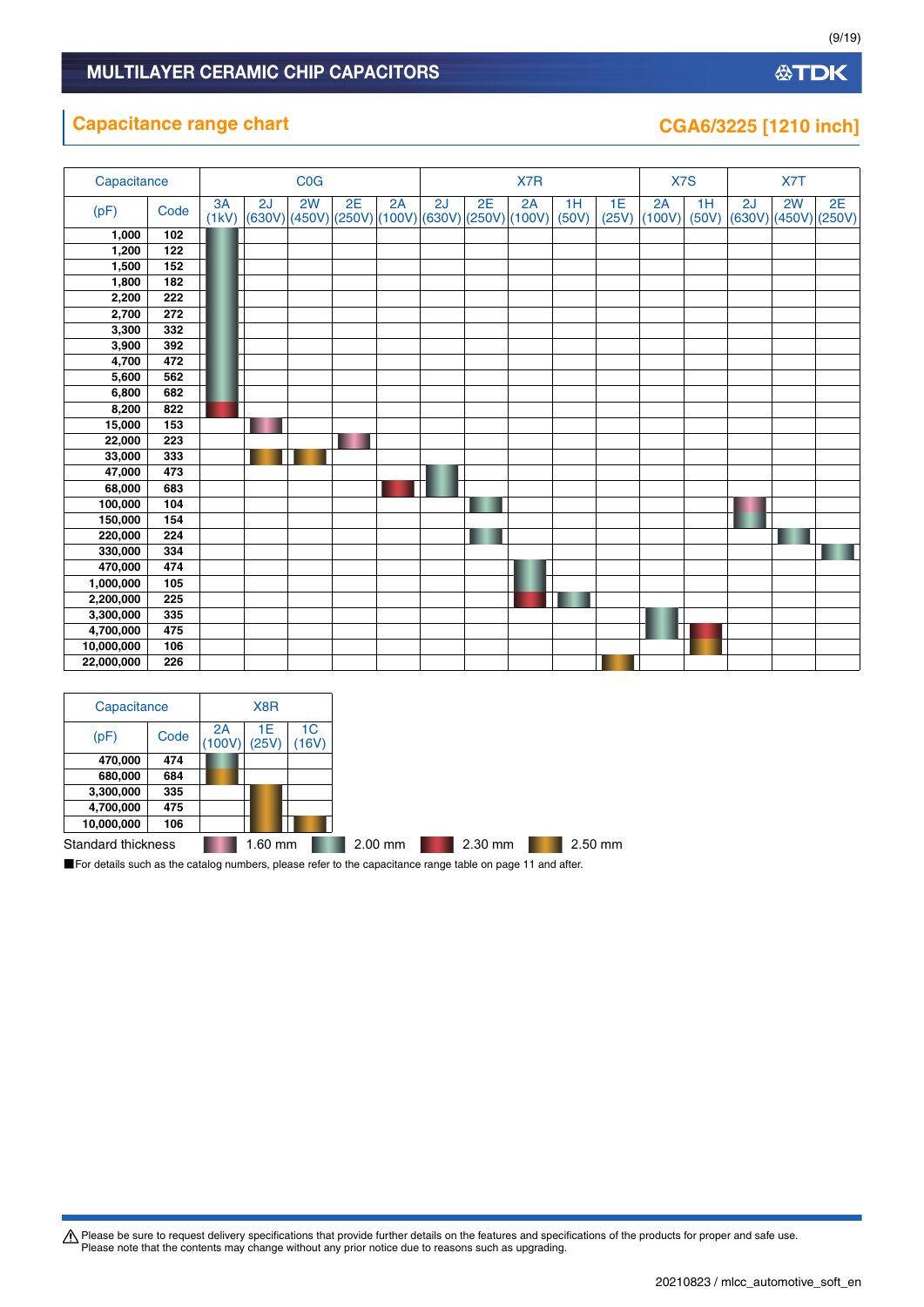# MULTILAYER CERAMIC CHIP CAPACITORS

## Capacitance range chart

### CGA6/3225 [1210 inch]

| Capacitance | | C0G | | | | | X7R | | | | | X7S | | X7T | | |
|---|---|---|---|---|---|---|---|---|---|---|---|---|---|---|---|---|
| (pF) | Code | 3A (1kV) | 2J (630V) | 2W (450V) | 2E (250V) | 2A (100V) | 2J (630V) | 2E (250V) | 2A (100V) | 1H (50V) | 1E (25V) | 2A (100V) | 1H (50V) | 2J (630V) | 2W (450V) | 2E (250V) |
| 1,000 | 102 | 2.00 mm | | | | | | | | | | | | | | |
| 1,200 | 122 | 2.00 mm | | | | | | | | | | | | | | |
| 1,500 | 152 | 2.00 mm | | | | | | | | | | | | | | |
| 1,800 | 182 | 2.00 mm | | | | | | | | | | | | | | |
| 2,200 | 222 | 2.00 mm | | | | | | | | | | | | | | |
| 2,700 | 272 | 2.00 mm | | | | | | | | | | | | | | |
| 3,300 | 332 | 2.00 mm | | | | | | | | | | | | | | |
| 3,900 | 392 | 2.00 mm | | | | | | | | | | | | | | |
| 4,700 | 472 | 2.00 mm | | | | | | | | | | | | | | |
| 5,600 | 562 | 2.00 mm | | | | | | | | | | | | | | |
| 6,800 | 682 | 2.00 mm | | | | | | | | | | | | | | |
| 8,200 | 822 | 2.30 mm | | | | | | | | | | | | | | |
| 15,000 | 153 | | 1.60 mm | | | | | | | | | | | | | |
| 22,000 | 223 | | | | 1.60 mm | | | | | | | | | | | |
| 33,000 | 333 | | 2.50 mm | 2.50 mm | | | | | | | | | | | | |
| 47,000 | 473 | | | | | | 2.00 mm | | | | | | | | | |
| 68,000 | 683 | | | | | 2.30 mm | 2.00 mm | | | | | | | | | |
| 100,000 | 104 | | | | | | | 2.00 mm | | | | | | 1.60 mm | | |
| 150,000 | 154 | | | | | | | | | | | | | 2.00 mm | | |
| 220,000 | 224 | | | | | | | 2.00 mm | | | | | | | 2.00 mm | |
| 330,000 | 334 | | | | | | | | | | | | | | | 2.00 mm |
| 470,000 | 474 | | | | | | | | 2.00 mm | | | | | | | |
| 1,000,000 | 105 | | | | | | | | 2.00 mm | | | | | | | |
| 2,200,000 | 225 | | | | | | | | 2.30 mm | 2.00 mm | | | | | | |
| 3,300,000 | 335 | | | | | | | | | | | 2.00 mm | | | | |
| 4,700,000 | 475 | | | | | | | | | | | 2.00 mm | 2.30 mm | | | |
| 10,000,000 | 106 | | | | | | | | | | | | 2.50 mm | | | |
| 22,000,000 | 226 | | | | | | | | | | 2.50 mm | | | | | |

| Capacitance | | X8R | | |
|---|---|---|---|---|
| (pF) | Code | 2A (100V) | 1E (25V) | 1C (16V) |
| 470,000 | 474 | 2.00 mm | | |
| 680,000 | 684 | 2.50 mm | | |
| 3,300,000 | 335 | | 2.50 mm | |
| 4,700,000 | 475 | | 2.50 mm | |
| 10,000,000 | 106 | | 2.50 mm | 2.50 mm |

Standard thickness: 1.60 mm, 2.00 mm, 2.30 mm, 2.50 mm

■For details such as the catalog numbers, please refer to the capacitance range table on page 11 and after.

⚠ Please be sure to request delivery specifications that provide further details on the features and specifications of the products for proper and safe use.
Please note that the contents may change without any prior notice due to reasons such as upgrading.

20210823 / mlcc_automotive_soft_en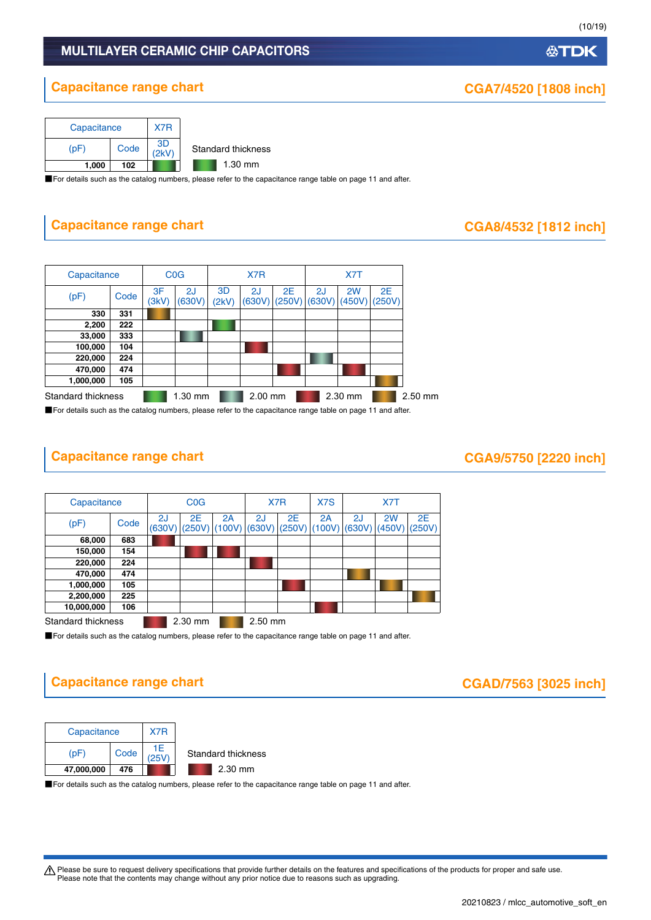## Capacitance range chart

### CGA7/4520 [1808 inch]

| Capacitance | | X7R |
|---|---|---|
| (pF) | Code | 3D (2kV) |
| 1,000 | 102 | 1.30 mm |

Standard thickness: 1.30 mm

■For details such as the catalog numbers, please refer to the capacitance range table on page 11 and after.

## Capacitance range chart

### CGA8/4532 [1812 inch]

| Capacitance | | C0G | | X7R | | | X7T | | |
|---|---|---|---|---|---|---|---|---|---|
| (pF) | Code | 3F (3kV) | 2J (630V) | 3D (2kV) | 2J (630V) | 2E (250V) | 2J (630V) | 2W (450V) | 2E (250V) |
| 330 | 331 | 2.50 mm | | | | | | | |
| 2,200 | 222 | | | 1.30 mm | | | | | |
| 33,000 | 333 | | 2.00 mm | | | | | | |
| 100,000 | 104 | | | | 2.30 mm | | | | |
| 220,000 | 224 | | | | | | 2.00 mm | | |
| 470,000 | 474 | | | | | 2.30 mm | | 2.30 mm | |
| 1,000,000 | 105 | | | | | | | | 2.50 mm |

Standard thickness: 1.30 mm, 2.00 mm, 2.30 mm, 2.50 mm

■For details such as the catalog numbers, please refer to the capacitance range table on page 11 and after.

## Capacitance range chart

### CGA9/5750 [2220 inch]

| Capacitance | | C0G | | | X7R | | X7S | X7T | | |
|---|---|---|---|---|---|---|---|---|---|---|
| (pF) | Code | 2J (630V) | 2E (250V) | 2A (100V) | 2J (630V) | 2E (250V) | 2A (100V) | 2J (630V) | 2W (450V) | 2E (250V) |
| 68,000 | 683 | 2.30 mm | | | | | | | | |
| 150,000 | 154 | | 2.30 mm | 2.30 mm | | | | | | |
| 220,000 | 224 | | | | 2.30 mm | | | | | |
| 470,000 | 474 | | | | | | | 2.50 mm | | |
| 1,000,000 | 105 | | | | | 2.30 mm | | | 2.50 mm | |
| 2,200,000 | 225 | | | | | | | | | 2.50 mm |
| 10,000,000 | 106 | | | | | | 2.30 mm | | | |

Standard thickness: 2.30 mm, 2.50 mm

■For details such as the catalog numbers, please refer to the capacitance range table on page 11 and after.

## Capacitance range chart

### CGAD/7563 [3025 inch]

| Capacitance | | X7R |
|---|---|---|
| (pF) | Code | 1E (25V) |
| 47,000,000 | 476 | 2.30 mm |

Standard thickness: 2.30 mm

■For details such as the catalog numbers, please refer to the capacitance range table on page 11 and after.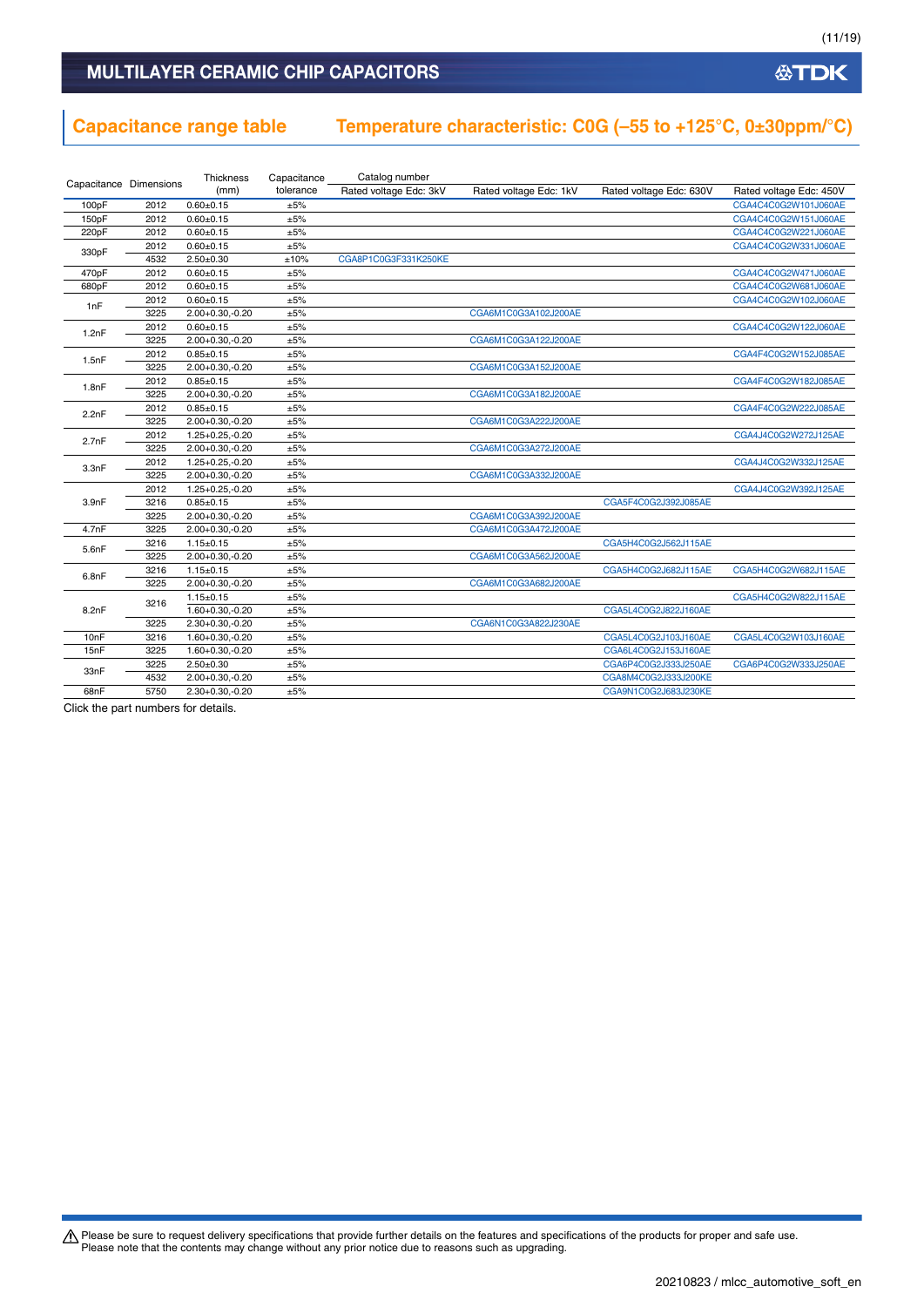## MULTILAYER CERAMIC CHIP CAPACITORS

## Capacitance range table Temperature characteristic: C0G (–55 to +125°C, 0±30ppm/°C)

| Capacitance | Dimensions | Thickness (mm) | Capacitance tolerance | Catalog number Rated voltage Edc: 3kV | Rated voltage Edc: 1kV | Rated voltage Edc: 630V | Rated voltage Edc: 450V |
|---|---|---|---|---|---|---|---|
| 100pF | 2012 | 0.60±0.15 | ±5% | | | | CGA4C4C0G2W101J060AE |
| 150pF | 2012 | 0.60±0.15 | ±5% | | | | CGA4C4C0G2W151J060AE |
| 220pF | 2012 | 0.60±0.15 | ±5% | | | | CGA4C4C0G2W221J060AE |
| 330pF | 2012 | 0.60±0.15 | ±5% | | | | CGA4C4C0G2W331J060AE |
| | 4532 | 2.50±0.30 | ±10% | CGA8P1C0G3F331K250KE | | | |
| 470pF | 2012 | 0.60±0.15 | ±5% | | | | CGA4C4C0G2W471J060AE |
| 680pF | 2012 | 0.60±0.15 | ±5% | | | | CGA4C4C0G2W681J060AE |
| 1nF | 2012 | 0.60±0.15 | ±5% | | | | CGA4C4C0G2W102J060AE |
| | 3225 | 2.00+0.30,-0.20 | ±5% | | CGA6M1C0G3A102J200AE | | |
| 1.2nF | 2012 | 0.60±0.15 | ±5% | | | | CGA4C4C0G2W122J060AE |
| | 3225 | 2.00+0.30,-0.20 | ±5% | | CGA6M1C0G3A122J200AE | | |
| 1.5nF | 2012 | 0.85±0.15 | ±5% | | | | CGA4F4C0G2W152J085AE |
| | 3225 | 2.00+0.30,-0.20 | ±5% | | CGA6M1C0G3A152J200AE | | |
| 1.8nF | 2012 | 0.85±0.15 | ±5% | | | | CGA4F4C0G2W182J085AE |
| | 3225 | 2.00+0.30,-0.20 | ±5% | | CGA6M1C0G3A182J200AE | | |
| 2.2nF | 2012 | 0.85±0.15 | ±5% | | | | CGA4F4C0G2W222J085AE |
| | 3225 | 2.00+0.30,-0.20 | ±5% | | CGA6M1C0G3A222J200AE | | |
| 2.7nF | 2012 | 1.25+0.25,-0.20 | ±5% | | | | CGA4J4C0G2W272J125AE |
| | 3225 | 2.00+0.30,-0.20 | ±5% | | CGA6M1C0G3A272J200AE | | |
| 3.3nF | 2012 | 1.25+0.25,-0.20 | ±5% | | | | CGA4J4C0G2W332J125AE |
| | 3225 | 2.00+0.30,-0.20 | ±5% | | CGA6M1C0G3A332J200AE | | |
| 3.9nF | 2012 | 1.25+0.25,-0.20 | ±5% | | | | CGA4J4C0G2W392J125AE |
| | 3216 | 0.85±0.15 | ±5% | | | CGA5F4C0G2J392J085AE | |
| | 3225 | 2.00+0.30,-0.20 | ±5% | | CGA6M1C0G3A392J200AE | | |
| 4.7nF | 3225 | 2.00+0.30,-0.20 | ±5% | | CGA6M1C0G3A472J200AE | | |
| 5.6nF | 3216 | 1.15±0.15 | ±5% | | | CGA5H4C0G2J562J115AE | |
| | 3225 | 2.00+0.30,-0.20 | ±5% | | CGA6M1C0G3A562J200AE | | |
| 6.8nF | 3216 | 1.15±0.15 | ±5% | | | CGA5H4C0G2J682J115AE | CGA5H4C0G2W682J115AE |
| | 3225 | 2.00+0.30,-0.20 | ±5% | | CGA6M1C0G3A682J200AE | | |
| 8.2nF | 3216 | 1.15±0.15 | ±5% | | | | CGA5H4C0G2W822J115AE |
| | | 1.60+0.30,-0.20 | ±5% | | | CGA5L4C0G2J822J160AE | |
| | 3225 | 2.30+0.30,-0.20 | ±5% | | CGA6N1C0G3A822J230AE | | |
| 10nF | 3216 | 1.60+0.30,-0.20 | ±5% | | | CGA5L4C0G2J103J160AE | CGA5L4C0G2W103J160AE |
| 15nF | 3225 | 1.60+0.30,-0.20 | ±5% | | | CGA6L4C0G2J153J160AE | |
| 33nF | 3225 | 2.50±0.30 | ±5% | | | CGA6P4C0G2J333J250AE | CGA6P4C0G2W333J250AE |
| | 4532 | 2.00+0.30,-0.20 | ±5% | | | CGA8M4C0G2J333J200KE | |
| 68nF | 5750 | 2.30+0.30,-0.20 | ±5% | | | CGA9N1C0G2J683J230KE | |

Click the part numbers for details.

⚠ Please be sure to request delivery specifications that provide further details on the features and specifications of the products for proper and safe use.
Please note that the contents may change without any prior notice due to reasons such as upgrading.

20210823 / mlcc_automotive_soft_en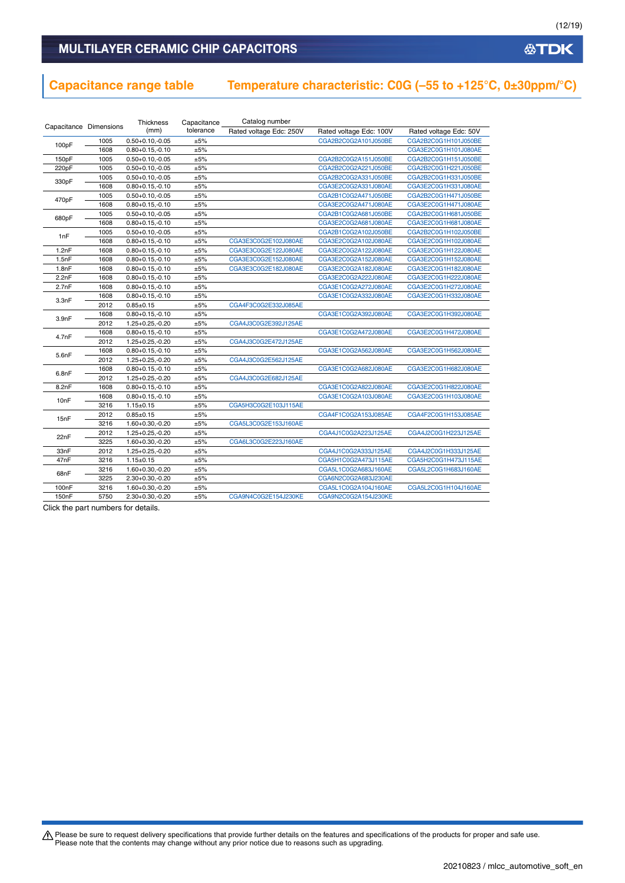# MULTILAYER CERAMIC CHIP CAPACITORS

## Capacitance range table

## Temperature characteristic: C0G (–55 to +125°C, 0±30ppm/°C)

| Capacitance | Dimensions | Thickness (mm) | Capacitance tolerance | Catalog number Rated voltage Edc: 250V | Rated voltage Edc: 100V | Rated voltage Edc: 50V |
|---|---|---|---|---|---|---|
| 100pF | 1005 | 0.50+0.10,-0.05 | ±5% | | CGA2B2C0G2A101J050BE | CGA2B2C0G1H101J050BE |
| | 1608 | 0.80+0.15,-0.10 | ±5% | | | CGA3E2C0G1H101J080AE |
| 150pF | 1005 | 0.50+0.10,-0.05 | ±5% | | CGA2B2C0G2A151J050BE | CGA2B2C0G1H151J050BE |
| 220pF | 1005 | 0.50+0.10,-0.05 | ±5% | | CGA2B2C0G2A221J050BE | CGA2B2C0G1H221J050BE |
| 330pF | 1005 | 0.50+0.10,-0.05 | ±5% | | CGA2B2C0G2A331J050BE | CGA2B2C0G1H331J050BE |
| | 1608 | 0.80+0.15,-0.10 | ±5% | | CGA3E2C0G2A331J080AE | CGA3E2C0G1H331J080AE |
| 470pF | 1005 | 0.50+0.10,-0.05 | ±5% | | CGA2B1C0G2A471J050BE | CGA2B2C0G1H471J050BE |
| | 1608 | 0.80+0.15,-0.10 | ±5% | | CGA3E2C0G2A471J080AE | CGA3E2C0G1H471J080AE |
| 680pF | 1005 | 0.50+0.10,-0.05 | ±5% | | CGA2B1C0G2A681J050BE | CGA2B2C0G1H681J050BE |
| | 1608 | 0.80+0.15,-0.10 | ±5% | | CGA3E2C0G2A681J080AE | CGA3E2C0G1H681J080AE |
| 1nF | 1005 | 0.50+0.10,-0.05 | ±5% | | CGA2B1C0G2A102J050BE | CGA2B2C0G1H102J050BE |
| | 1608 | 0.80+0.15,-0.10 | ±5% | CGA3E3C0G2E102J080AE | CGA3E2C0G2A102J080AE | CGA3E2C0G1H102J080AE |
| 1.2nF | 1608 | 0.80+0.15,-0.10 | ±5% | CGA3E3C0G2E122J080AE | CGA3E2C0G2A122J080AE | CGA3E2C0G1H122J080AE |
| 1.5nF | 1608 | 0.80+0.15,-0.10 | ±5% | CGA3E3C0G2E152J080AE | CGA3E2C0G2A152J080AE | CGA3E2C0G1H152J080AE |
| 1.8nF | 1608 | 0.80+0.15,-0.10 | ±5% | CGA3E3C0G2E182J080AE | CGA3E2C0G2A182J080AE | CGA3E2C0G1H182J080AE |
| 2.2nF | 1608 | 0.80+0.15,-0.10 | ±5% | | CGA3E2C0G2A222J080AE | CGA3E2C0G1H222J080AE |
| 2.7nF | 1608 | 0.80+0.15,-0.10 | ±5% | | CGA3E1C0G2A272J080AE | CGA3E2C0G1H272J080AE |
| 3.3nF | 1608 | 0.80+0.15,-0.10 | ±5% | | CGA3E1C0G2A332J080AE | CGA3E2C0G1H332J080AE |
| | 2012 | 0.85±0.15 | ±5% | CGA4F3C0G2E332J085AE | | |
| 3.9nF | 1608 | 0.80+0.15,-0.10 | ±5% | | CGA3E1C0G2A392J080AE | CGA3E2C0G1H392J080AE |
| | 2012 | 1.25+0.25,-0.20 | ±5% | CGA4J3C0G2E392J125AE | | |
| 4.7nF | 1608 | 0.80+0.15,-0.10 | ±5% | | CGA3E1C0G2A472J080AE | CGA3E2C0G1H472J080AE |
| | 2012 | 1.25+0.25,-0.20 | ±5% | CGA4J3C0G2E472J125AE | | |
| 5.6nF | 1608 | 0.80+0.15,-0.10 | ±5% | | CGA3E1C0G2A562J080AE | CGA3E2C0G1H562J080AE |
| | 2012 | 1.25+0.25,-0.20 | ±5% | CGA4J3C0G2E562J125AE | | |
| 6.8nF | 1608 | 0.80+0.15,-0.10 | ±5% | | CGA3E1C0G2A682J080AE | CGA3E2C0G1H682J080AE |
| | 2012 | 1.25+0.25,-0.20 | ±5% | CGA4J3C0G2E682J125AE | | |
| 8.2nF | 1608 | 0.80+0.15,-0.10 | ±5% | | CGA3E1C0G2A822J080AE | CGA3E2C0G1H822J080AE |
| 10nF | 1608 | 0.80+0.15,-0.10 | ±5% | | CGA3E1C0G2A103J080AE | CGA3E2C0G1H103J080AE |
| | 3216 | 1.15±0.15 | ±5% | CGA5H3C0G2E103J115AE | | |
| 15nF | 2012 | 0.85±0.15 | ±5% | | CGA4F1C0G2A153J085AE | CGA4F2C0G1H153J085AE |
| | 3216 | 1.60+0.30,-0.20 | ±5% | CGA5L3C0G2E153J160AE | | |
| 22nF | 2012 | 1.25+0.25,-0.20 | ±5% | | CGA4J1C0G2A223J125AE | CGA4J2C0G1H223J125AE |
| | 3225 | 1.60+0.30,-0.20 | ±5% | CGA6L3C0G2E223J160AE | | |
| 33nF | 2012 | 1.25+0.25,-0.20 | ±5% | | CGA4J1C0G2A333J125AE | CGA4J2C0G1H333J125AE |
| 47nF | 3216 | 1.15±0.15 | ±5% | | CGA5H1C0G2A473J115AE | CGA5H2C0G1H473J115AE |
| 68nF | 3216 | 1.60+0.30,-0.20 | ±5% | | CGA5L1C0G2A683J160AE | CGA5L2C0G1H683J160AE |
| | 3225 | 2.30+0.30,-0.20 | ±5% | | CGA6N2C0G2A683J230AE | |
| 100nF | 3216 | 1.60+0.30,-0.20 | ±5% | | CGA5L1C0G2A104J160AE | CGA5L2C0G1H104J160AE |
| 150nF | 5750 | 2.30+0.30,-0.20 | ±5% | CGA9N4C0G2E154J230KE | CGA9N2C0G2A154J230KE | |

Click the part numbers for details.

⚠ Please be sure to request delivery specifications that provide further details on the features and specifications of the products for proper and safe use. Please note that the contents may change without any prior notice due to reasons such as upgrading.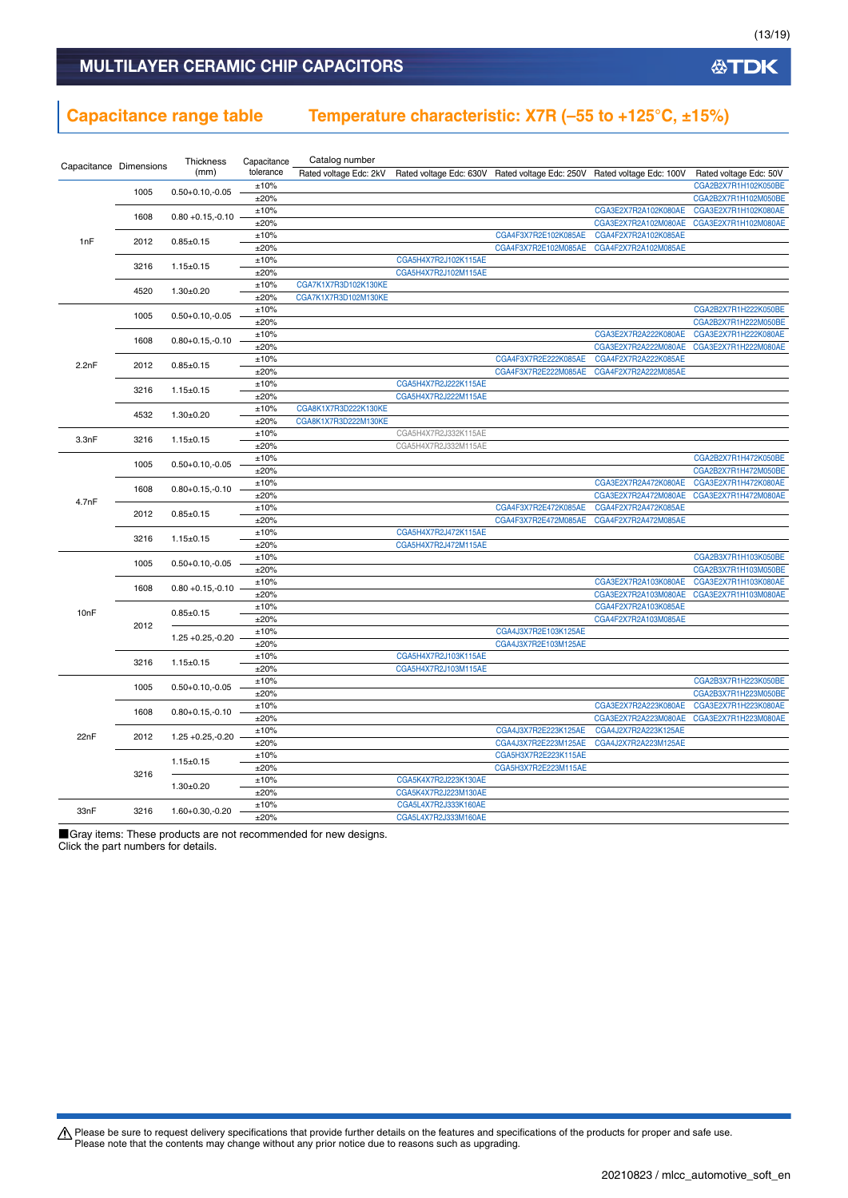## MULTILAYER CERAMIC CHIP CAPACITORS

## Capacitance range table    Temperature characteristic: X7R (–55 to +125°C, ±15%)

| Capacitance | Dimensions | Thickness (mm) | Capacitance tolerance | Catalog number | | | | |
|---|---|---|---|---|---|---|---|---|
| | | | | Rated voltage Edc: 2kV | Rated voltage Edc: 630V | Rated voltage Edc: 250V | Rated voltage Edc: 100V | Rated voltage Edc: 50V |
| 1nF | 1005 | 0.50+0.10,-0.05 | ±10% | | | | | CGA2B2X7R1H102K050BE |
| | | | ±20% | | | | | CGA2B2X7R1H102M050BE |
| | 1608 | 0.80 +0.15,-0.10 | ±10% | | | | CGA3E2X7R2A102K080AE | CGA3E2X7R1H102K080AE |
| | | | ±20% | | | | CGA3E2X7R2A102M080AE | CGA3E2X7R1H102M080AE |
| | 2012 | 0.85±0.15 | ±10% | | | CGA4F3X7R2E102K085AE | CGA4F2X7R2A102K085AE | |
| | | | ±20% | | | CGA4F3X7R2E102M085AE | CGA4F2X7R2A102M085AE | |
| | 3216 | 1.15±0.15 | ±10% | | CGA5H4X7R2J102K115AE | | | |
| | | | ±20% | | CGA5H4X7R2J102M115AE | | | |
| | 4520 | 1.30±0.20 | ±10% | CGA7K1X7R3D102K130KE | | | | |
| | | | ±20% | CGA7K1X7R3D102M130KE | | | | |
| 2.2nF | 1005 | 0.50+0.10,-0.05 | ±10% | | | | | CGA2B2X7R1H222K050BE |
| | | | ±20% | | | | | CGA2B2X7R1H222M050BE |
| | 1608 | 0.80+0.15,-0.10 | ±10% | | | | CGA3E2X7R2A222K080AE | CGA3E2X7R1H222K080AE |
| | | | ±20% | | | | CGA3E2X7R2A222M080AE | CGA3E2X7R1H222M080AE |
| | 2012 | 0.85±0.15 | ±10% | | | CGA4F3X7R2E222K085AE | CGA4F2X7R2A222K085AE | |
| | | | ±20% | | | CGA4F3X7R2E222M085AE | CGA4F2X7R2A222M085AE | |
| | 3216 | 1.15±0.15 | ±10% | | CGA5H4X7R2J222K115AE | | | |
| | | | ±20% | | CGA5H4X7R2J222M115AE | | | |
| | 4532 | 1.30±0.20 | ±10% | CGA8K1X7R3D222K130KE | | | | |
| | | | ±20% | CGA8K1X7R3D222M130KE | | | | |
| 3.3nF | 3216 | 1.15±0.15 | ±10% | | CGA5H4X7R2J332K115AE | | | |
| | | | ±20% | | CGA5H4X7R2J332M115AE | | | |
| 4.7nF | 1005 | 0.50+0.10,-0.05 | ±10% | | | | | CGA2B2X7R1H472K050BE |
| | | | ±20% | | | | | CGA2B2X7R1H472M050BE |
| | 1608 | 0.80+0.15,-0.10 | ±10% | | | | CGA3E2X7R2A472K080AE | CGA3E2X7R1H472K080AE |
| | | | ±20% | | | | CGA3E2X7R2A472M080AE | CGA3E2X7R1H472M080AE |
| | 2012 | 0.85±0.15 | ±10% | | | CGA4F3X7R2E472K085AE | CGA4F2X7R2A472K085AE | |
| | | | ±20% | | | CGA4F3X7R2E472M085AE | CGA4F2X7R2A472M085AE | |
| | 3216 | 1.15±0.15 | ±10% | | CGA5H4X7R2J472K115AE | | | |
| | | | ±20% | | CGA5H4X7R2J472M115AE | | | |
| 10nF | 1005 | 0.50+0.10,-0.05 | ±10% | | | | | CGA2B3X7R1H103K050BE |
| | | | ±20% | | | | | CGA2B3X7R1H103M050BE |
| | 1608 | 0.80 +0.15,-0.10 | ±10% | | | | CGA3E2X7R2A103K080AE | CGA3E2X7R1H103K080AE |
| | | | ±20% | | | | CGA3E2X7R2A103M080AE | CGA3E2X7R1H103M080AE |
| | 2012 | 0.85±0.15 | ±10% | | | | CGA4F2X7R2A103K085AE | |
| | | | ±20% | | | | CGA4F2X7R2A103M085AE | |
| | | 1.25 +0.25,-0.20 | ±10% | | | CGA4J3X7R2E103K125AE | | |
| | | | ±20% | | | CGA4J3X7R2E103M125AE | | |
| | 3216 | 1.15±0.15 | ±10% | | CGA5H4X7R2J103K115AE | | | |
| | | | ±20% | | CGA5H4X7R2J103M115AE | | | |
| 22nF | 1005 | 0.50+0.10,-0.05 | ±10% | | | | | CGA2B3X7R1H223K050BE |
| | | | ±20% | | | | | CGA2B3X7R1H223M050BE |
| | 1608 | 0.80+0.15,-0.10 | ±10% | | | | CGA3E2X7R2A223K080AE | CGA3E2X7R1H223K080AE |
| | | | ±20% | | | | CGA3E2X7R2A223M080AE | CGA3E2X7R1H223M080AE |
| | 2012 | 1.25 +0.25,-0.20 | ±10% | | | CGA4J3X7R2E223K125AE | CGA4J2X7R2A223K125AE | |
| | | | ±20% | | | CGA4J3X7R2E223M125AE | CGA4J2X7R2A223M125AE | |
| | 3216 | 1.15±0.15 | ±10% | | | CGA5H3X7R2E223K115AE | | |
| | | | ±20% | | | CGA5H3X7R2E223M115AE | | |
| | | 1.30±0.20 | ±10% | | CGA5K4X7R2J223K130AE | | | |
| | | | ±20% | | CGA5K4X7R2J223M130AE | | | |
| 33nF | 3216 | 1.60+0.30,-0.20 | ±10% | | CGA5L4X7R2J333K160AE | | | |
| | | | ±20% | | CGA5L4X7R2J333M160AE | | | |

■Gray items: These products are not recommended for new designs.
Click the part numbers for details.

⚠ Please be sure to request delivery specifications that provide further details on the features and specifications of the products for proper and safe use.
Please note that the contents may change without any prior notice due to reasons such as upgrading.

20210823 / mlcc_automotive_soft_en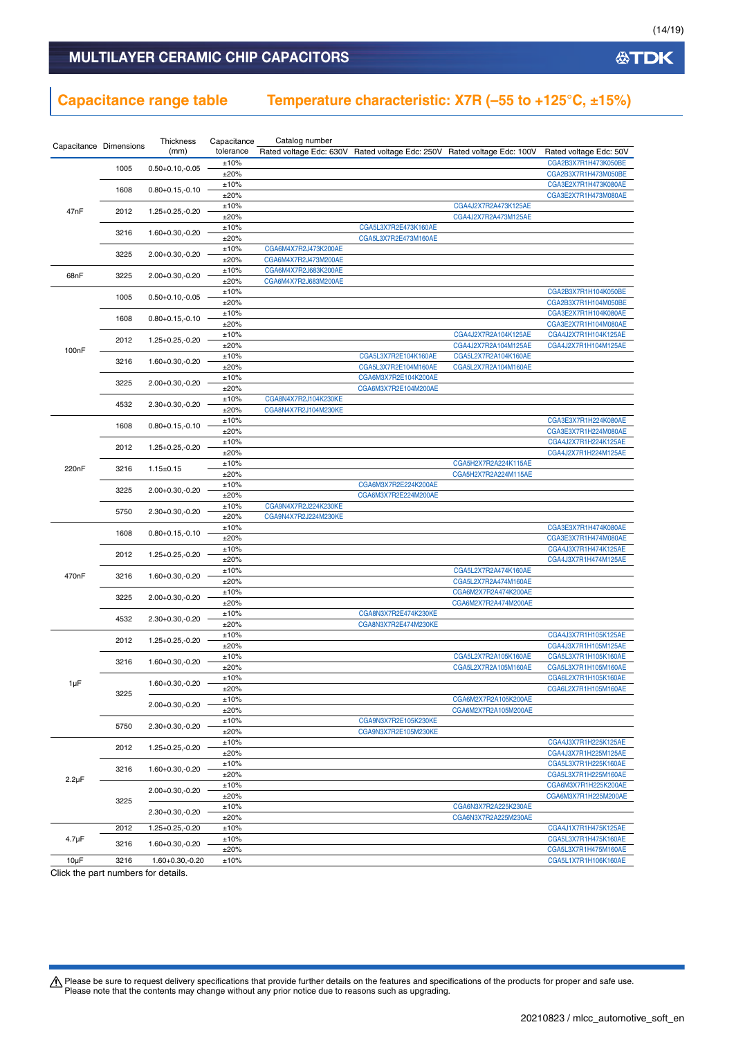## MULTILAYER CERAMIC CHIP CAPACITORS

## Capacitance range table　Temperature characteristic: X7R (–55 to +125°C, ±15%)

| Capacitance | Dimensions | Thickness (mm) | Capacitance tolerance | Catalog number Rated voltage Edc: 630V | Rated voltage Edc: 250V | Rated voltage Edc: 100V | Rated voltage Edc: 50V |
|---|---|---|---|---|---|---|---|
| 47nF | 1005 | 0.50+0.10,-0.05 | ±10% | | | | CGA2B3X7R1H473K050BE |
| | | | ±20% | | | | CGA2B3X7R1H473M050BE |
| | 1608 | 0.80+0.15,-0.10 | ±10% | | | | CGA3E2X7R1H473K080AE |
| | | | ±20% | | | | CGA3E2X7R1H473M080AE |
| | 2012 | 1.25+0.25,-0.20 | ±10% | | | CGA4J2X7R2A473K125AE | |
| | | | ±20% | | | CGA4J2X7R2A473M125AE | |
| | 3216 | 1.60+0.30,-0.20 | ±10% | | CGA5L3X7R2E473K160AE | | |
| | | | ±20% | | CGA5L3X7R2E473M160AE | | |
| | 3225 | 2.00+0.30,-0.20 | ±10% | CGA6M4X7R2J473K200AE | | | |
| | | | ±20% | CGA6M4X7R2J473M200AE | | | |
| 68nF | 3225 | 2.00+0.30,-0.20 | ±10% | CGA6M4X7R2J683K200AE | | | |
| | | | ±20% | CGA6M4X7R2J683M200AE | | | |
| 100nF | 1005 | 0.50+0.10,-0.05 | ±10% | | | | CGA2B3X7R1H104K050BE |
| | | | ±20% | | | | CGA2B3X7R1H104M050BE |
| | 1608 | 0.80+0.15,-0.10 | ±10% | | | | CGA3E2X7R1H104K080AE |
| | | | ±20% | | | | CGA3E2X7R1H104M080AE |
| | 2012 | 1.25+0.25,-0.20 | ±10% | | | CGA4J2X7R2A104K125AE | CGA4J2X7R1H104K125AE |
| | | | ±20% | | | CGA4J2X7R2A104M125AE | CGA4J2X7R1H104M125AE |
| | 3216 | 1.60+0.30,-0.20 | ±10% | | CGA5L3X7R2E104K160AE | CGA5L2X7R2A104K160AE | |
| | | | ±20% | | CGA5L3X7R2E104M160AE | CGA5L2X7R2A104M160AE | |
| | 3225 | 2.00+0.30,-0.20 | ±10% | | CGA6M3X7R2E104K200AE | | |
| | | | ±20% | | CGA6M3X7R2E104M200AE | | |
| | 4532 | 2.30+0.30,-0.20 | ±10% | CGA8N4X7R2J104K230KE | | | |
| | | | ±20% | CGA8N4X7R2J104M230KE | | | |
| 220nF | 1608 | 0.80+0.15,-0.10 | ±10% | | | | CGA3E3X7R1H224K080AE |
| | | | ±20% | | | | CGA3E3X7R1H224M080AE |
| | 2012 | 1.25+0.25,-0.20 | ±10% | | | | CGA4J2X7R1H224K125AE |
| | | | ±20% | | | | CGA4J2X7R1H224M125AE |
| | 3216 | 1.15±0.15 | ±10% | | | CGA5H2X7R2A224K115AE | |
| | | | ±20% | | | CGA5H2X7R2A224M115AE | |
| | 3225 | 2.00+0.30,-0.20 | ±10% | | CGA6M3X7R2E224K200AE | | |
| | | | ±20% | | CGA6M3X7R2E224M200AE | | |
| | 5750 | 2.30+0.30,-0.20 | ±10% | CGA9N4X7R2J224K230KE | | | |
| | | | ±20% | CGA9N4X7R2J224M230KE | | | |
| 470nF | 1608 | 0.80+0.15,-0.10 | ±10% | | | | CGA3E3X7R1H474K080AE |
| | | | ±20% | | | | CGA3E3X7R1H474M080AE |
| | 2012 | 1.25+0.25,-0.20 | ±10% | | | | CGA4J3X7R1H474K125AE |
| | | | ±20% | | | | CGA4J3X7R1H474M125AE |
| | 3216 | 1.60+0.30,-0.20 | ±10% | | | CGA5L2X7R2A474K160AE | |
| | | | ±20% | | | CGA5L2X7R2A474M160AE | |
| | 3225 | 2.00+0.30,-0.20 | ±10% | | | CGA6M2X7R2A474K200AE | |
| | | | ±20% | | | CGA6M2X7R2A474M200AE | |
| | 4532 | 2.30+0.30,-0.20 | ±10% | | CGA8N3X7R2E474K230KE | | |
| | | | ±20% | | CGA8N3X7R2E474M230KE | | |
| 1µF | 2012 | 1.25+0.25,-0.20 | ±10% | | | | CGA4J3X7R1H105K125AE |
| | | | ±20% | | | | CGA4J3X7R1H105M125AE |
| | 3216 | 1.60+0.30,-0.20 | ±10% | | | CGA5L2X7R2A105K160AE | CGA5L3X7R1H105K160AE |
| | | | ±20% | | | CGA5L2X7R2A105M160AE | CGA5L3X7R1H105M160AE |
| | 3225 | 1.60+0.30,-0.20 | ±10% | | | | CGA6L2X7R1H105K160AE |
| | | | ±20% | | | | CGA6L2X7R1H105M160AE |
| | | 2.00+0.30,-0.20 | ±10% | | | CGA6M2X7R2A105K200AE | |
| | | | ±20% | | | CGA6M2X7R2A105M200AE | |
| | 5750 | 2.30+0.30,-0.20 | ±10% | | CGA9N3X7R2E105K230KE | | |
| | | | ±20% | | CGA9N3X7R2E105M230KE | | |
| 2.2µF | 2012 | 1.25+0.25,-0.20 | ±10% | | | | CGA4J3X7R1H225K125AE |
| | | | ±20% | | | | CGA4J3X7R1H225M125AE |
| | 3216 | 1.60+0.30,-0.20 | ±10% | | | | CGA5L3X7R1H225K160AE |
| | | | ±20% | | | | CGA5L3X7R1H225M160AE |
| | 3225 | 2.00+0.30,-0.20 | ±10% | | | | CGA6M3X7R1H225K200AE |
| | | | ±20% | | | | CGA6M3X7R1H225M200AE |
| | | 2.30+0.30,-0.20 | ±10% | | | CGA6N3X7R2A225K230AE | |
| | | | ±20% | | | CGA6N3X7R2A225M230AE | |
| 4.7µF | 2012 | 1.25+0.25,-0.20 | ±10% | | | | CGA4J1X7R1H475K125AE |
| | 3216 | 1.60+0.30,-0.20 | ±10% | | | | CGA5L3X7R1H475K160AE |
| | | | ±20% | | | | CGA5L3X7R1H475M160AE |
| 10µF | 3216 | 1.60+0.30,-0.20 | ±10% | | | | CGA5L1X7R1H106K160AE |

Click the part numbers for details.

⚠ Please be sure to request delivery specifications that provide further details on the features and specifications of the products for proper and safe use.
Please note that the contents may change without any prior notice due to reasons such as upgrading.

20210823 / mlcc_automotive_soft_en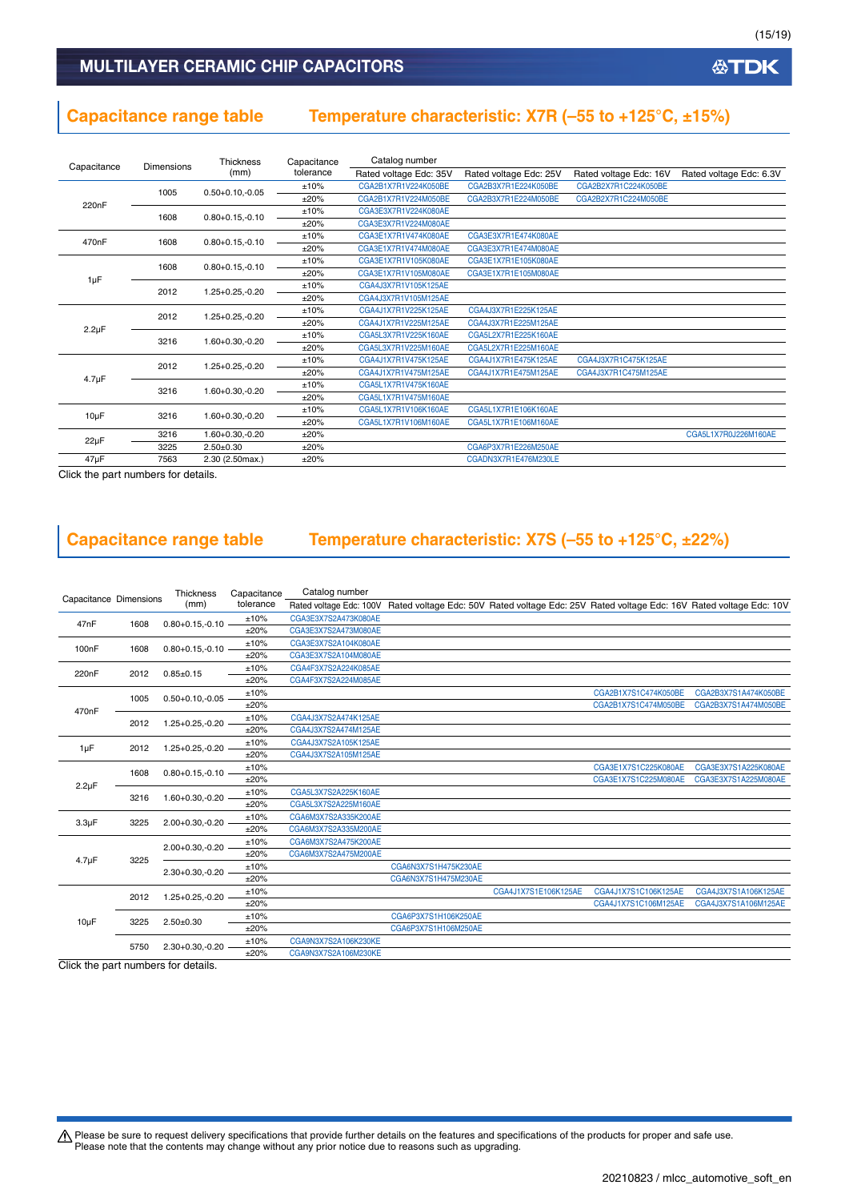## Capacitance range table　Temperature characteristic: X7R (–55 to +125°C, ±15%)

| Capacitance | Dimensions | Thickness (mm) | Capacitance tolerance | Catalog number | | | |
|---|---|---|---|---|---|---|---|
| | | | | Rated voltage Edc: 35V | Rated voltage Edc: 25V | Rated voltage Edc: 16V | Rated voltage Edc: 6.3V |
| 220nF | 1005 | 0.50+0.10,-0.05 | ±10% | CGA2B1X7R1V224K050BE | CGA2B3X7R1E224K050BE | CGA2B2X7R1C224K050BE | |
| | | | ±20% | CGA2B1X7R1V224M050BE | CGA2B3X7R1E224M050BE | CGA2B2X7R1C224M050BE | |
| | 1608 | 0.80+0.15,-0.10 | ±10% | CGA3E3X7R1V224K080AE | | | |
| | | | ±20% | CGA3E3X7R1V224M080AE | | | |
| 470nF | 1608 | 0.80+0.15,-0.10 | ±10% | CGA3E1X7R1V474K080AE | CGA3E3X7R1E474K080AE | | |
| | | | ±20% | CGA3E1X7R1V474M080AE | CGA3E3X7R1E474M080AE | | |
| 1μF | 1608 | 0.80+0.15,-0.10 | ±10% | CGA3E1X7R1V105K080AE | CGA3E1X7R1E105K080AE | | |
| | | | ±20% | CGA3E1X7R1V105M080AE | CGA3E1X7R1E105M080AE | | |
| | 2012 | 1.25+0.25,-0.20 | ±10% | CGA4J3X7R1V105K125AE | | | |
| | | | ±20% | CGA4J3X7R1V105M125AE | | | |
| 2.2μF | 2012 | 1.25+0.25,-0.20 | ±10% | CGA4J1X7R1V225K125AE | CGA4J3X7R1E225K125AE | | |
| | | | ±20% | CGA4J1X7R1V225M125AE | CGA4J3X7R1E225M125AE | | |
| | 3216 | 1.60+0.30,-0.20 | ±10% | CGA5L3X7R1V225K160AE | CGA5L2X7R1E225K160AE | | |
| | | | ±20% | CGA5L3X7R1V225M160AE | CGA5L2X7R1E225M160AE | | |
| 4.7μF | 2012 | 1.25+0.25,-0.20 | ±10% | CGA4J1X7R1V475K125AE | CGA4J1X7R1E475K125AE | CGA4J3X7R1C475K125AE | |
| | | | ±20% | CGA4J1X7R1V475M125AE | CGA4J1X7R1E475M125AE | CGA4J3X7R1C475M125AE | |
| | 3216 | 1.60+0.30,-0.20 | ±10% | CGA5L1X7R1V475K160AE | | | |
| | | | ±20% | CGA5L1X7R1V475M160AE | | | |
| 10μF | 3216 | 1.60+0.30,-0.20 | ±10% | CGA5L1X7R1V106K160AE | CGA5L1X7R1E106K160AE | | |
| | | | ±20% | CGA5L1X7R1V106M160AE | CGA5L1X7R1E106M160AE | | |
| 22μF | 3216 | 1.60+0.30,-0.20 | ±20% | | | | CGA5L1X7R0J226M160AE |
| | 3225 | 2.50±0.30 | ±20% | | CGA6P3X7R1E226M250AE | | |
| 47μF | 7563 | 2.30 (2.50max.) | ±20% | | CGADN3X7R1E476M230LE | | |

Click the part numbers for details.

## Capacitance range table　Temperature characteristic: X7S (–55 to +125°C, ±22%)

| Capacitance | Dimensions | Thickness (mm) | Capacitance tolerance | Catalog number | | | | |
|---|---|---|---|---|---|---|---|---|
| | | | | Rated voltage Edc: 100V | Rated voltage Edc: 50V | Rated voltage Edc: 25V | Rated voltage Edc: 16V | Rated voltage Edc: 10V |
| 47nF | 1608 | 0.80+0.15,-0.10 | ±10% | CGA3E3X7S2A473K080AE | | | | |
| | | | ±20% | CGA3E3X7S2A473M080AE | | | | |
| 100nF | 1608 | 0.80+0.15,-0.10 | ±10% | CGA3E3X7S2A104K080AE | | | | |
| | | | ±20% | CGA3E3X7S2A104M080AE | | | | |
| 220nF | 2012 | 0.85±0.15 | ±10% | CGA4F3X7S2A224K085AE | | | | |
| | | | ±20% | CGA4F3X7S2A224M085AE | | | | |
| 470nF | 1005 | 0.50+0.10,-0.05 | ±10% | | | | CGA2B1X7S1C474K050BE | CGA2B3X7S1A474K050BE |
| | | | ±20% | | | | CGA2B1X7S1C474M050BE | CGA2B3X7S1A474M050BE |
| | 2012 | 1.25+0.25,-0.20 | ±10% | CGA4J3X7S2A474K125AE | | | | |
| | | | ±20% | CGA4J3X7S2A474M125AE | | | | |
| 1μF | 2012 | 1.25+0.25,-0.20 | ±10% | CGA4J3X7S2A105K125AE | | | | |
| | | | ±20% | CGA4J3X7S2A105M125AE | | | | |
| 2.2μF | 1608 | 0.80+0.15,-0.10 | ±10% | | | | CGA3E1X7S1C225K080AE | CGA3E3X7S1A225K080AE |
| | | | ±20% | | | | CGA3E1X7S1C225M080AE | CGA3E3X7S1A225M080AE |
| | 3216 | 1.60+0.30,-0.20 | ±10% | CGA5L3X7S2A225K160AE | | | | |
| | | | ±20% | CGA5L3X7S2A225M160AE | | | | |
| 3.3μF | 3225 | 2.00+0.30,-0.20 | ±10% | CGA6M3X7S2A335K200AE | | | | |
| | | | ±20% | CGA6M3X7S2A335M200AE | | | | |
| 4.7μF | 3225 | 2.00+0.30,-0.20 | ±10% | CGA6M3X7S2A475K200AE | | | | |
| | | | ±20% | CGA6M3X7S2A475M200AE | | | | |
| | | 2.30+0.30,-0.20 | ±10% | | CGA6N3X7S1H475K230AE | | | |
| | | | ±20% | | CGA6N3X7S1H475M230AE | | | |
| 10μF | 2012 | 1.25+0.25,-0.20 | ±10% | | | CGA4J1X7S1E106K125AE | CGA4J1X7S1C106K125AE | CGA4J3X7S1A106K125AE |
| | | | ±20% | | | | CGA4J1X7S1C106M125AE | CGA4J3X7S1A106M125AE |
| | 3225 | 2.50±0.30 | ±10% | | CGA6P3X7S1H106K250AE | | | |
| | | | ±20% | | CGA6P3X7S1H106M250AE | | | |
| | 5750 | 2.30+0.30,-0.20 | ±10% | CGA9N3X7S2A106K230KE | | | | |
| | | | ±20% | CGA9N3X7S2A106M230KE | | | | |

Click the part numbers for details.

⚠ Please be sure to request delivery specifications that provide further details on the features and specifications of the products for proper and safe use.
Please note that the contents may change without any prior notice due to reasons such as upgrading.

20210823 / mlcc_automotive_soft_en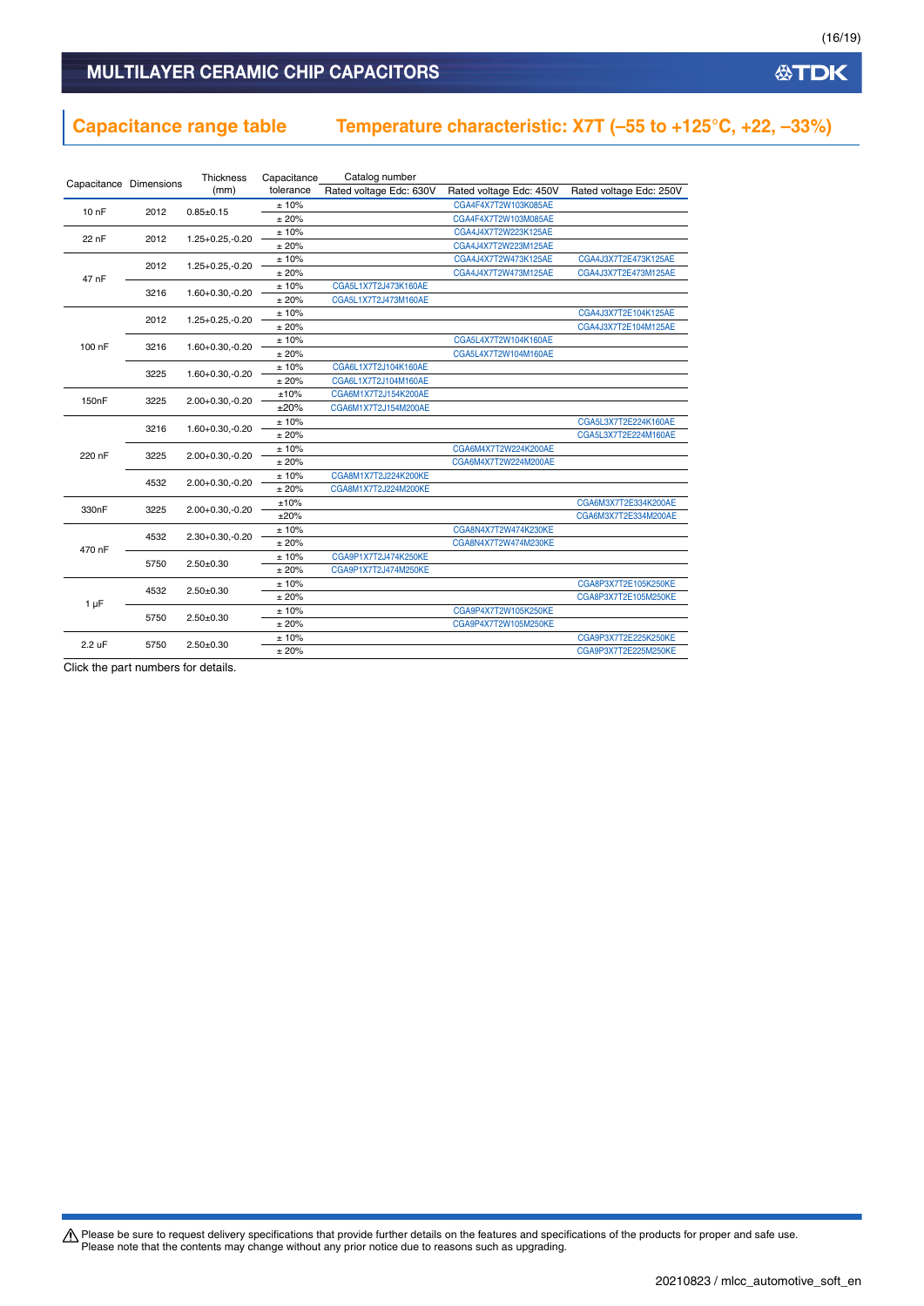## Capacitance range table　Temperature characteristic: X7T (–55 to +125°C, +22, –33%)

| Capacitance | Dimensions | Thickness (mm) | Capacitance tolerance | Catalog number Rated voltage Edc: 630V | Rated voltage Edc: 450V | Rated voltage Edc: 250V |
|---|---|---|---|---|---|---|
| 10 nF | 2012 | 0.85±0.15 | ± 10% | | CGA4F4X7T2W103K085AE | |
| | | | ± 20% | | CGA4F4X7T2W103M085AE | |
| 22 nF | 2012 | 1.25+0.25,-0.20 | ± 10% | | CGA4J4X7T2W223K125AE | |
| | | | ± 20% | | CGA4J4X7T2W223M125AE | |
| 47 nF | 2012 | 1.25+0.25,-0.20 | ± 10% | | CGA4J4X7T2W473K125AE | CGA4J3X7T2E473K125AE |
| | | | ± 20% | | CGA4J4X7T2W473M125AE | CGA4J3X7T2E473M125AE |
| | 3216 | 1.60+0.30,-0.20 | ± 10% | CGA5L1X7T2J473K160AE | | |
| | | | ± 20% | CGA5L1X7T2J473M160AE | | |
| 100 nF | 2012 | 1.25+0.25,-0.20 | ± 10% | | | CGA4J3X7T2E104K125AE |
| | | | ± 20% | | | CGA4J3X7T2E104M125AE |
| | 3216 | 1.60+0.30,-0.20 | ± 10% | | CGA5L4X7T2W104K160AE | |
| | | | ± 20% | | CGA5L4X7T2W104M160AE | |
| | 3225 | 1.60+0.30,-0.20 | ± 10% | CGA6L1X7T2J104K160AE | | |
| | | | ± 20% | CGA6L1X7T2J104M160AE | | |
| 150nF | 3225 | 2.00+0.30,-0.20 | ±10% | CGA6M1X7T2J154K200AE | | |
| | | | ±20% | CGA6M1X7T2J154M200AE | | |
| 220 nF | 3216 | 1.60+0.30,-0.20 | ± 10% | | | CGA5L3X7T2E224K160AE |
| | | | ± 20% | | | CGA5L3X7T2E224M160AE |
| | 3225 | 2.00+0.30,-0.20 | ± 10% | | CGA6M4X7T2W224K200AE | |
| | | | ± 20% | | CGA6M4X7T2W224M200AE | |
| | 4532 | 2.00+0.30,-0.20 | ± 10% | CGA8M1X7T2J224K200KE | | |
| | | | ± 20% | CGA8M1X7T2J224M200KE | | |
| 330nF | 3225 | 2.00+0.30,-0.20 | ±10% | | | CGA6M3X7T2E334K200AE |
| | | | ±20% | | | CGA6M3X7T2E334M200AE |
| 470 nF | 4532 | 2.30+0.30,-0.20 | ± 10% | | CGA8N4X7T2W474K230KE | |
| | | | ± 20% | | CGA8N4X7T2W474M230KE | |
| | 5750 | 2.50±0.30 | ± 10% | CGA9P1X7T2J474K250KE | | |
| | | | ± 20% | CGA9P1X7T2J474M250KE | | |
| 1 µF | 4532 | 2.50±0.30 | ± 10% | | | CGA8P3X7T2E105K250KE |
| | | | ± 20% | | | CGA8P3X7T2E105M250KE |
| | 5750 | 2.50±0.30 | ± 10% | | CGA9P4X7T2W105K250KE | |
| | | | ± 20% | | CGA9P4X7T2W105M250KE | |
| 2.2 uF | 5750 | 2.50±0.30 | ± 10% | | | CGA9P3X7T2E225K250KE |
| | | | ± 20% | | | CGA9P3X7T2E225M250KE |

Click the part numbers for details.

⚠ Please be sure to request delivery specifications that provide further details on the features and specifications of the products for proper and safe use.
Please note that the contents may change without any prior notice due to reasons such as upgrading.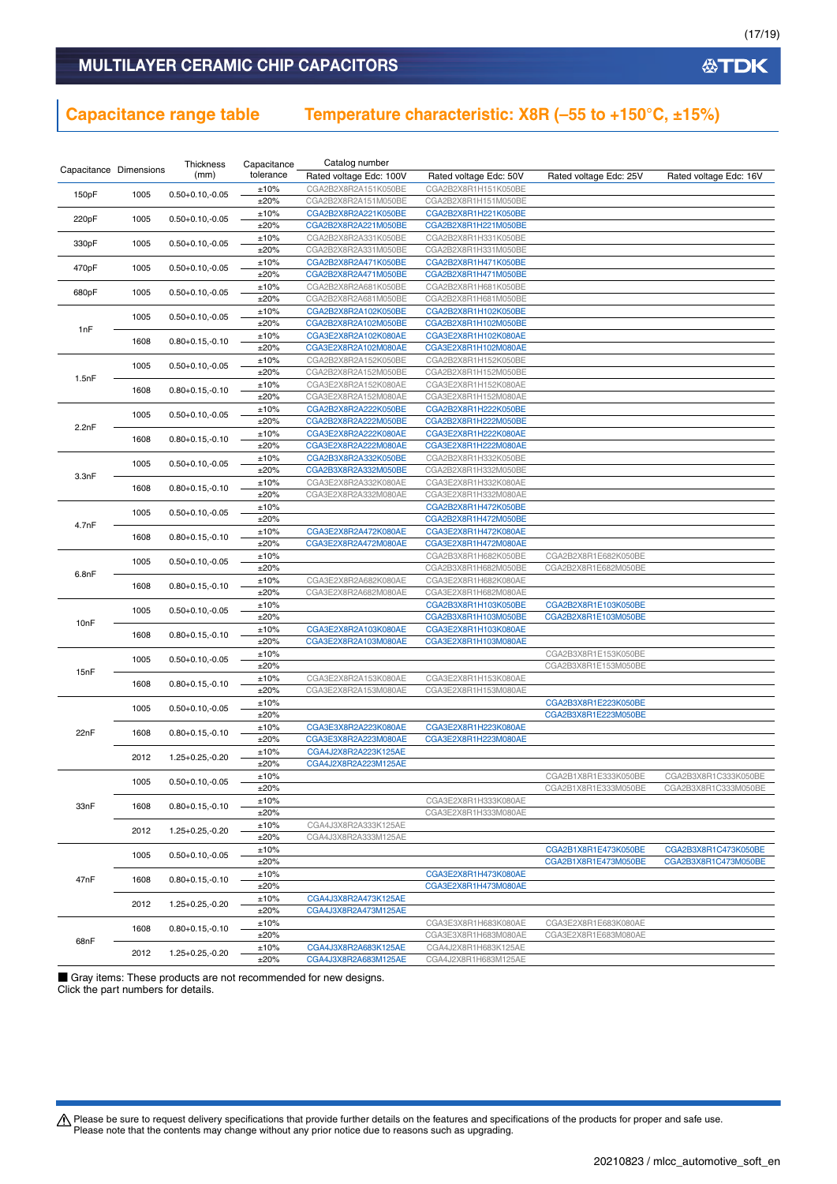## MULTILAYER CERAMIC CHIP CAPACITORS

## Capacitance range table　　Temperature characteristic: X8R (–55 to +150°C, ±15%)

| Capacitance | Dimensions | Thickness (mm) | Capacitance tolerance | Catalog number Rated voltage Edc: 100V | Rated voltage Edc: 50V | Rated voltage Edc: 25V | Rated voltage Edc: 16V |
|---|---|---|---|---|---|---|---|
| 150pF | 1005 | 0.50+0.10,-0.05 | ±10% | CGA2B2X8R2A151K050BE | CGA2B2X8R1H151K050BE | | |
| | | | ±20% | CGA2B2X8R2A151M050BE | CGA2B2X8R1H151M050BE | | |
| 220pF | 1005 | 0.50+0.10,-0.05 | ±10% | CGA2B2X8R2A221K050BE | CGA2B2X8R1H221K050BE | | |
| | | | ±20% | CGA2B2X8R2A221M050BE | CGA2B2X8R1H221M050BE | | |
| 330pF | 1005 | 0.50+0.10,-0.05 | ±10% | CGA2B2X8R2A331K050BE | CGA2B2X8R1H331K050BE | | |
| | | | ±20% | CGA2B2X8R2A331M050BE | CGA2B2X8R1H331M050BE | | |
| 470pF | 1005 | 0.50+0.10,-0.05 | ±10% | CGA2B2X8R2A471K050BE | CGA2B2X8R1H471K050BE | | |
| | | | ±20% | CGA2B2X8R2A471M050BE | CGA2B2X8R1H471M050BE | | |
| 680pF | 1005 | 0.50+0.10,-0.05 | ±10% | CGA2B2X8R2A681K050BE | CGA2B2X8R1H681K050BE | | |
| | | | ±20% | CGA2B2X8R2A681M050BE | CGA2B2X8R1H681M050BE | | |
| 1nF | 1005 | 0.50+0.10,-0.05 | ±10% | CGA2B2X8R2A102K050BE | CGA2B2X8R1H102K050BE | | |
| | | | ±20% | CGA2B2X8R2A102M050BE | CGA2B2X8R1H102M050BE | | |
| | 1608 | 0.80+0.15,-0.10 | ±10% | CGA3E2X8R2A102K080AE | CGA3E2X8R1H102K080AE | | |
| | | | ±20% | CGA3E2X8R2A102M080AE | CGA3E2X8R1H102M080AE | | |
| 1.5nF | 1005 | 0.50+0.10,-0.05 | ±10% | CGA2B2X8R2A152K050BE | CGA2B2X8R1H152K050BE | | |
| | | | ±20% | CGA2B2X8R2A152M050BE | CGA2B2X8R1H152M050BE | | |
| | 1608 | 0.80+0.15,-0.10 | ±10% | CGA3E2X8R2A152K080AE | CGA3E2X8R1H152K080AE | | |
| | | | ±20% | CGA3E2X8R2A152M080AE | CGA3E2X8R1H152M080AE | | |
| 2.2nF | 1005 | 0.50+0.10,-0.05 | ±10% | CGA2B2X8R2A222K050BE | CGA2B2X8R1H222K050BE | | |
| | | | ±20% | CGA2B2X8R2A222M050BE | CGA2B2X8R1H222M050BE | | |
| | 1608 | 0.80+0.15,-0.10 | ±10% | CGA3E2X8R2A222K080AE | CGA3E2X8R1H222K080AE | | |
| | | | ±20% | CGA3E2X8R2A222M080AE | CGA3E2X8R1H222M080AE | | |
| 3.3nF | 1005 | 0.50+0.10,-0.05 | ±10% | CGA2B3X8R2A332K050BE | CGA2B2X8R1H332K050BE | | |
| | | | ±20% | CGA2B3X8R2A332M050BE | CGA2B2X8R1H332M050BE | | |
| | 1608 | 0.80+0.15,-0.10 | ±10% | CGA3E2X8R2A332K080AE | CGA3E2X8R1H332K080AE | | |
| | | | ±20% | CGA3E2X8R2A332M080AE | CGA3E2X8R1H332M080AE | | |
| 4.7nF | 1005 | 0.50+0.10,-0.05 | ±10% | | CGA2B2X8R1H472K050BE | | |
| | | | ±20% | | CGA2B2X8R1H472M050BE | | |
| | 1608 | 0.80+0.15,-0.10 | ±10% | CGA3E2X8R2A472K080AE | CGA3E2X8R1H472K080AE | | |
| | | | ±20% | CGA3E2X8R2A472M080AE | CGA3E2X8R1H472M080AE | | |
| 6.8nF | 1005 | 0.50+0.10,-0.05 | ±10% | | CGA2B3X8R1H682K050BE | CGA2B2X8R1E682K050BE | |
| | | | ±20% | | CGA2B3X8R1H682M050BE | CGA2B2X8R1E682M050BE | |
| | 1608 | 0.80+0.15,-0.10 | ±10% | CGA3E2X8R2A682K080AE | CGA3E2X8R1H682K080AE | | |
| | | | ±20% | CGA3E2X8R2A682M080AE | CGA3E2X8R1H682M080AE | | |
| 10nF | 1005 | 0.50+0.10,-0.05 | ±10% | | CGA2B3X8R1H103K050BE | CGA2B2X8R1E103K050BE | |
| | | | ±20% | | CGA2B3X8R1H103M050BE | CGA2B2X8R1E103M050BE | |
| | 1608 | 0.80+0.15,-0.10 | ±10% | CGA3E2X8R2A103K080AE | CGA3E2X8R1H103K080AE | | |
| | | | ±20% | CGA3E2X8R2A103M080AE | CGA3E2X8R1H103M080AE | | |
| 15nF | 1005 | 0.50+0.10,-0.05 | ±10% | | | CGA2B3X8R1E153K050BE | |
| | | | ±20% | | | CGA2B3X8R1E153M050BE | |
| | 1608 | 0.80+0.15,-0.10 | ±10% | CGA3E2X8R2A153K080AE | CGA3E2X8R1H153K080AE | | |
| | | | ±20% | CGA3E2X8R2A153M080AE | CGA3E2X8R1H153M080AE | | |
| 22nF | 1005 | 0.50+0.10,-0.05 | ±10% | | | CGA2B3X8R1E223K050BE | |
| | | | ±20% | | | CGA2B3X8R1E223M050BE | |
| | 1608 | 0.80+0.15,-0.10 | ±10% | CGA3E3X8R2A223K080AE | CGA3E2X8R1H223K080AE | | |
| | | | ±20% | CGA3E3X8R2A223M080AE | CGA3E2X8R1H223M080AE | | |
| | 2012 | 1.25+0.25,-0.20 | ±10% | CGA4J2X8R2A223K125AE | | | |
| | | | ±20% | CGA4J2X8R2A223M125AE | | | |
| 33nF | 1005 | 0.50+0.10,-0.05 | ±10% | | | CGA2B1X8R1E333K050BE | CGA2B3X8R1C333K050BE |
| | | | ±20% | | | CGA2B1X8R1E333M050BE | CGA2B3X8R1C333M050BE |
| | 1608 | 0.80+0.15,-0.10 | ±10% | | CGA3E2X8R1H333K080AE | | |
| | | | ±20% | | CGA3E2X8R1H333M080AE | | |
| | 2012 | 1.25+0.25,-0.20 | ±10% | CGA4J3X8R2A333K125AE | | | |
| | | | ±20% | CGA4J3X8R2A333M125AE | | | |
| 47nF | 1005 | 0.50+0.10,-0.05 | ±10% | | | CGA2B1X8R1E473K050BE | CGA2B3X8R1C473K050BE |
| | | | ±20% | | | CGA2B1X8R1E473M050BE | CGA2B3X8R1C473M050BE |
| | 1608 | 0.80+0.15,-0.10 | ±10% | | CGA3E2X8R1H473K080AE | | |
| | | | ±20% | | CGA3E2X8R1H473M080AE | | |
| | 2012 | 1.25+0.25,-0.20 | ±10% | CGA4J3X8R2A473K125AE | | | |
| | | | ±20% | CGA4J3X8R2A473M125AE | | | |
| 68nF | 1608 | 0.80+0.15,-0.10 | ±10% | | CGA3E3X8R1H683K080AE | CGA3E2X8R1E683K080AE | |
| | | | ±20% | | CGA3E3X8R1H683M080AE | CGA3E2X8R1E683M080AE | |
| | 2012 | 1.25+0.25,-0.20 | ±10% | CGA4J3X8R2A683K125AE | CGA4J2X8R1H683K125AE | | |
| | | | ±20% | CGA4J3X8R2A683M125AE | CGA4J2X8R1H683M125AE | | |

■ Gray items: These products are not recommended for new designs.
Click the part numbers for details.

⚠ Please be sure to request delivery specifications that provide further details on the features and specifications of the products for proper and safe use.
Please note that the contents may change without any prior notice due to reasons such as upgrading.

20210823 / mlcc_automotive_soft_en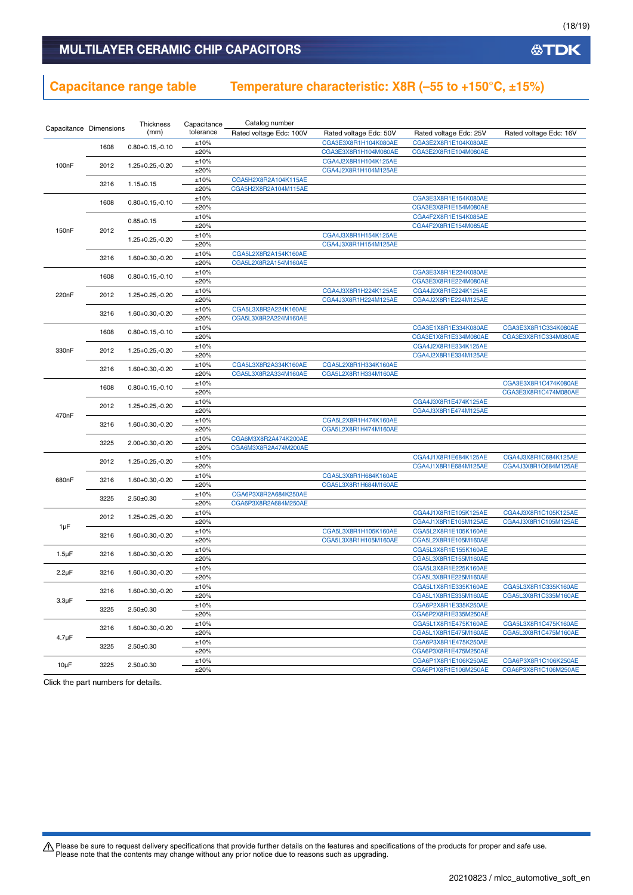## MULTILAYER CERAMIC CHIP CAPACITORS

## Capacitance range table    Temperature characteristic: X8R (–55 to +150°C, ±15%)

| Capacitance | Dimensions | Thickness (mm) | Capacitance tolerance | Catalog number | | | |
|---|---|---|---|---|---|---|---|
| | | | | Rated voltage Edc: 100V | Rated voltage Edc: 50V | Rated voltage Edc: 25V | Rated voltage Edc: 16V |
| 100nF | 1608 | 0.80+0.15,-0.10 | ±10% | | CGA3E3X8R1H104K080AE | CGA3E2X8R1E104K080AE | |
| | | | ±20% | | CGA3E3X8R1H104M080AE | CGA3E2X8R1E104M080AE | |
| | 2012 | 1.25+0.25,-0.20 | ±10% | | CGA4J2X8R1H104K125AE | | |
| | | | ±20% | | CGA4J2X8R1H104M125AE | | |
| | 3216 | 1.15±0.15 | ±10% | CGA5H2X8R2A104K115AE | | | |
| | | | ±20% | CGA5H2X8R2A104M115AE | | | |
| 150nF | 1608 | 0.80+0.15,-0.10 | ±10% | | | CGA3E3X8R1E154K080AE | |
| | | | ±20% | | | CGA3E3X8R1E154M080AE | |
| | 2012 | 0.85±0.15 | ±10% | | | CGA4F2X8R1E154K085AE | |
| | | | ±20% | | | CGA4F2X8R1E154M085AE | |
| | | 1.25+0.25,-0.20 | ±10% | | CGA4J3X8R1H154K125AE | | |
| | | | ±20% | | CGA4J3X8R1H154M125AE | | |
| | 3216 | 1.60+0.30,-0.20 | ±10% | CGA5L2X8R2A154K160AE | | | |
| | | | ±20% | CGA5L2X8R2A154M160AE | | | |
| 220nF | 1608 | 0.80+0.15,-0.10 | ±10% | | | CGA3E3X8R1E224K080AE | |
| | | | ±20% | | | CGA3E3X8R1E224M080AE | |
| | 2012 | 1.25+0.25,-0.20 | ±10% | | CGA4J3X8R1H224K125AE | CGA4J2X8R1E224K125AE | |
| | | | ±20% | | CGA4J3X8R1H224M125AE | CGA4J2X8R1E224M125AE | |
| | 3216 | 1.60+0.30,-0.20 | ±10% | CGA5L3X8R2A224K160AE | | | |
| | | | ±20% | CGA5L3X8R2A224M160AE | | | |
| 330nF | 1608 | 0.80+0.15,-0.10 | ±10% | | | CGA3E1X8R1E334K080AE | CGA3E3X8R1C334K080AE |
| | | | ±20% | | | CGA3E1X8R1E334M080AE | CGA3E3X8R1C334M080AE |
| | 2012 | 1.25+0.25,-0.20 | ±10% | | | CGA4J2X8R1E334K125AE | |
| | | | ±20% | | | CGA4J2X8R1E334M125AE | |
| | 3216 | 1.60+0.30,-0.20 | ±10% | CGA5L3X8R2A334K160AE | CGA5L2X8R1H334K160AE | | |
| | | | ±20% | CGA5L3X8R2A334M160AE | CGA5L2X8R1H334M160AE | | |
| 470nF | 1608 | 0.80+0.15,-0.10 | ±10% | | | | CGA3E3X8R1C474K080AE |
| | | | ±20% | | | | CGA3E3X8R1C474M080AE |
| | 2012 | 1.25+0.25,-0.20 | ±10% | | | CGA4J3X8R1E474K125AE | |
| | | | ±20% | | | CGA4J3X8R1E474M125AE | |
| | 3216 | 1.60+0.30,-0.20 | ±10% | | CGA5L2X8R1H474K160AE | | |
| | | | ±20% | | CGA5L2X8R1H474M160AE | | |
| | 3225 | 2.00+0.30,-0.20 | ±10% | CGA6M3X8R2A474K200AE | | | |
| | | | ±20% | CGA6M3X8R2A474M200AE | | | |
| 680nF | 2012 | 1.25+0.25,-0.20 | ±10% | | | CGA4J1X8R1E684K125AE | CGA4J3X8R1C684K125AE |
| | | | ±20% | | | CGA4J1X8R1E684M125AE | CGA4J3X8R1C684M125AE |
| | 3216 | 1.60+0.30,-0.20 | ±10% | | CGA5L3X8R1H684K160AE | | |
| | | | ±20% | | CGA5L3X8R1H684M160AE | | |
| | 3225 | 2.50±0.30 | ±10% | CGA6P3X8R2A684K250AE | | | |
| | | | ±20% | CGA6P3X8R2A684M250AE | | | |
| 1µF | 2012 | 1.25+0.25,-0.20 | ±10% | | | CGA4J1X8R1E105K125AE | CGA4J3X8R1C105K125AE |
| | | | ±20% | | | CGA4J1X8R1E105M125AE | CGA4J3X8R1C105M125AE |
| | 3216 | 1.60+0.30,-0.20 | ±10% | | CGA5L3X8R1H105K160AE | CGA5L2X8R1E105K160AE | |
| | | | ±20% | | CGA5L3X8R1H105M160AE | CGA5L2X8R1E105M160AE | |
| 1.5µF | 3216 | 1.60+0.30,-0.20 | ±10% | | | CGA5L3X8R1E155K160AE | |
| | | | ±20% | | | CGA5L3X8R1E155M160AE | |
| 2.2µF | 3216 | 1.60+0.30,-0.20 | ±10% | | | CGA5L3X8R1E225K160AE | |
| | | | ±20% | | | CGA5L3X8R1E225M160AE | |
| 3.3µF | 3216 | 1.60+0.30,-0.20 | ±10% | | | CGA5L1X8R1E335K160AE | CGA5L3X8R1C335K160AE |
| | | | ±20% | | | CGA5L1X8R1E335M160AE | CGA5L3X8R1C335M160AE |
| | 3225 | 2.50±0.30 | ±10% | | | CGA6P2X8R1E335K250AE | |
| | | | ±20% | | | CGA6P2X8R1E335M250AE | |
| 4.7µF | 3216 | 1.60+0.30,-0.20 | ±10% | | | CGA5L1X8R1E475K160AE | CGA5L3X8R1C475K160AE |
| | | | ±20% | | | CGA5L1X8R1E475M160AE | CGA5L3X8R1C475M160AE |
| | 3225 | 2.50±0.30 | ±10% | | | CGA6P3X8R1E475K250AE | |
| | | | ±20% | | | CGA6P3X8R1E475M250AE | |
| 10µF | 3225 | 2.50±0.30 | ±10% | | | CGA6P1X8R1E106K250AE | CGA6P3X8R1C106K250AE |
| | | | ±20% | | | CGA6P1X8R1E106M250AE | CGA6P3X8R1C106M250AE |

Click the part numbers for details.

⚠ Please be sure to request delivery specifications that provide further details on the features and specifications of the products for proper and safe use.
Please note that the contents may change without any prior notice due to reasons such as upgrading.

20210823 / mlcc_automotive_soft_en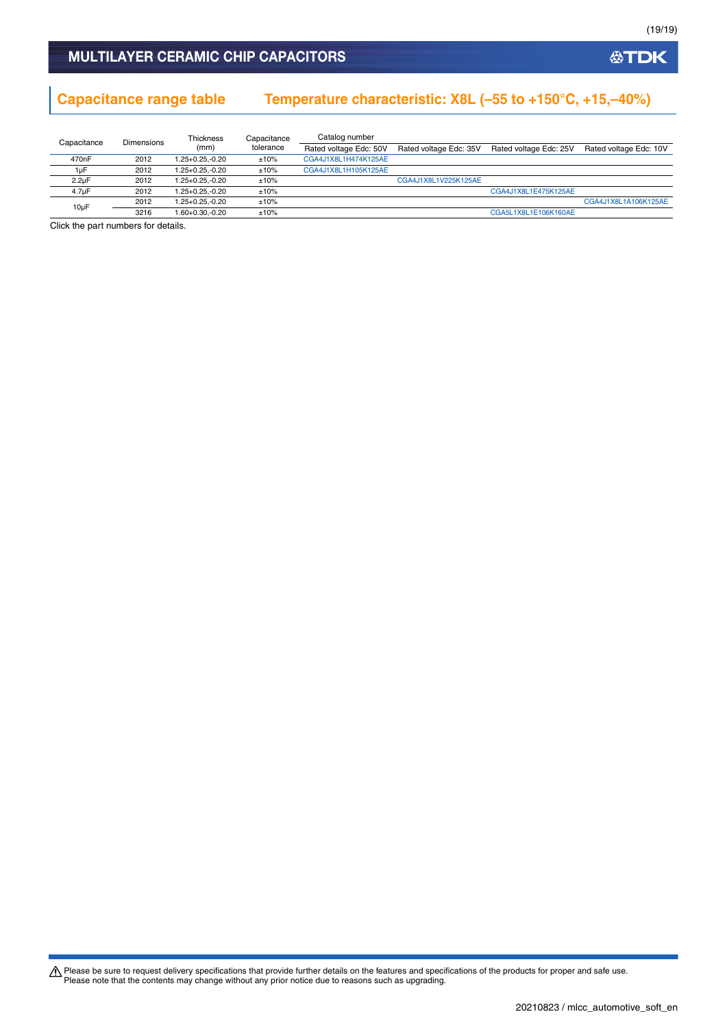## Capacitance range table　Temperature characteristic: X8L (–55 to +150°C, +15,–40%)

| Capacitance | Dimensions | Thickness (mm) | Capacitance tolerance | Catalog number | | | |
|---|---|---|---|---|---|---|---|
| | | | | Rated voltage Edc: 50V | Rated voltage Edc: 35V | Rated voltage Edc: 25V | Rated voltage Edc: 10V |
| 470nF | 2012 | 1.25+0.25,-0.20 | ±10% | CGA4J1X8L1H474K125AE | | | |
| 1µF | 2012 | 1.25+0.25,-0.20 | ±10% | CGA4J1X8L1H105K125AE | | | |
| 2.2µF | 2012 | 1.25+0.25,-0.20 | ±10% | | CGA4J1X8L1V225K125AE | | |
| 4.7µF | 2012 | 1.25+0.25,-0.20 | ±10% | | | CGA4J1X8L1E475K125AE | |
| 10µF | 2012 | 1.25+0.25,-0.20 | ±10% | | | | CGA4J1X8L1A106K125AE |
| | 3216 | 1.60+0.30,-0.20 | ±10% | | | CGA5L1X8L1E106K160AE | |

Click the part numbers for details.

⚠ Please be sure to request delivery specifications that provide further details on the features and specifications of the products for proper and safe use.
Please note that the contents may change without any prior notice due to reasons such as upgrading.

20210823 / mlcc_automotive_soft_en